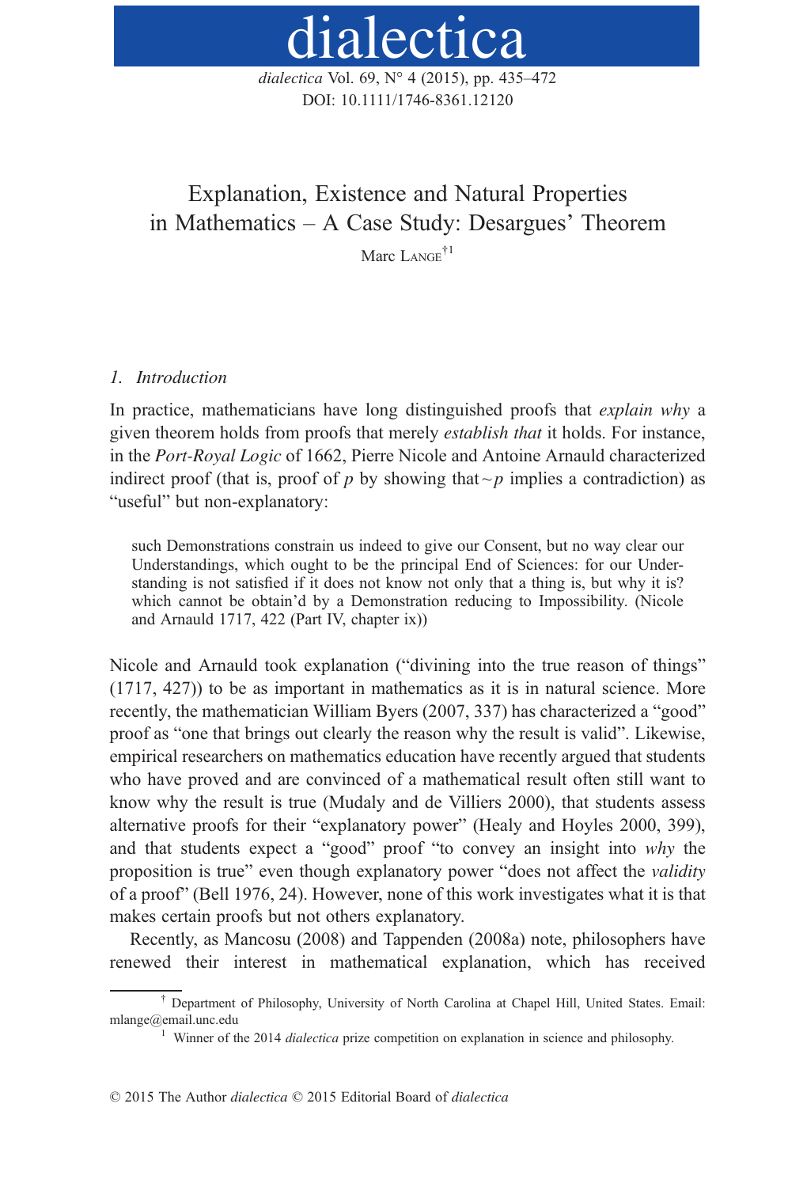# Explanation, Existence and Natural Properties in Mathematics – A Case Study: Desargues' Theorem

Marc Lange[†1]

## 1. Introduction

In practice, mathematicians have long distinguished proofs that *explain why* a given theorem holds from proofs that merely *establish that* it holds. For instance, in the *Port-Royal Logic* of 1662, Pierre Nicole and Antoine Arnauld characterized indirect proof (that is, proof of $p$ by showing that $\sim p$ implies a contradiction) as "useful" but non-explanatory:

> such Demonstrations constrain us indeed to give our Consent, but no way clear our Understandings, which ought to be the principal End of Sciences: for our Understanding is not satisfied if it does not know not only that a thing is, but why it is? which cannot be obtain'd by a Demonstration reducing to Impossibility. (Nicole and Arnauld 1717, 422 (Part IV, chapter ix))

Nicole and Arnauld took explanation ("divining into the true reason of things" (1717, 427)) to be as important in mathematics as it is in natural science. More recently, the mathematician William Byers (2007, 337) has characterized a "good" proof as "one that brings out clearly the reason why the result is valid". Likewise, empirical researchers on mathematics education have recently argued that students who have proved and are convinced of a mathematical result often still want to know why the result is true (Mudaly and de Villiers 2000), that students assess alternative proofs for their "explanatory power" (Healy and Hoyles 2000, 399), and that students expect a "good" proof "to convey an insight into *why* the proposition is true" even though explanatory power "does not affect the *validity* of a proof" (Bell 1976, 24). However, none of this work investigates what it is that makes certain proofs but not others explanatory.

Recently, as Mancosu (2008) and Tappenden (2008a) note, philosophers have renewed their interest in mathematical explanation, which has received

[†] Department of Philosophy, University of North Carolina at Chapel Hill, United States. Email: mlange@email.unc.edu

[1] Winner of the 2014 *dialectica* prize competition on explanation in science and philosophy.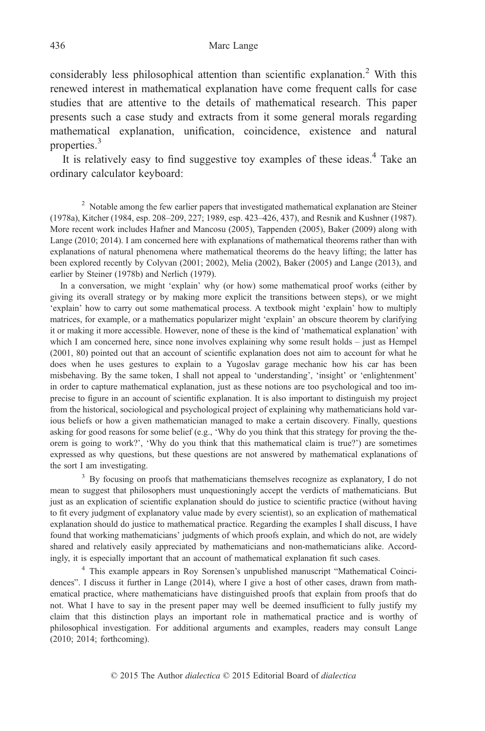considerably less philosophical attention than scientific explanation.[2] With this renewed interest in mathematical explanation have come frequent calls for case studies that are attentive to the details of mathematical research. This paper presents such a case study and extracts from it some general morals regarding mathematical explanation, unification, coincidence, existence and natural properties.[3]

It is relatively easy to find suggestive toy examples of these ideas.[4] Take an ordinary calculator keyboard:

[2] Notable among the few earlier papers that investigated mathematical explanation are Steiner (1978a), Kitcher (1984, esp. 208–209, 227; 1989, esp. 423–426, 437), and Resnik and Kushner (1987). More recent work includes Hafner and Mancosu (2005), Tappenden (2005), Baker (2009) along with Lange (2010; 2014). I am concerned here with explanations of mathematical theorems rather than with explanations of natural phenomena where mathematical theorems do the heavy lifting; the latter has been explored recently by Colyvan (2001; 2002), Melia (2002), Baker (2005) and Lange (2013), and earlier by Steiner (1978b) and Nerlich (1979).

In a conversation, we might 'explain' why (or how) some mathematical proof works (either by giving its overall strategy or by making more explicit the transitions between steps), or we might 'explain' how to carry out some mathematical process. A textbook might 'explain' how to multiply matrices, for example, or a mathematics popularizer might 'explain' an obscure theorem by clarifying it or making it more accessible. However, none of these is the kind of 'mathematical explanation' with which I am concerned here, since none involves explaining why some result holds – just as Hempel (2001, 80) pointed out that an account of scientific explanation does not aim to account for what he does when he uses gestures to explain to a Yugoslav garage mechanic how his car has been misbehaving. By the same token, I shall not appeal to 'understanding', 'insight' or 'enlightenment' in order to capture mathematical explanation, just as these notions are too psychological and too imprecise to figure in an account of scientific explanation. It is also important to distinguish my project from the historical, sociological and psychological project of explaining why mathematicians hold various beliefs or how a given mathematician managed to make a certain discovery. Finally, questions asking for good reasons for some belief (e.g., 'Why do you think that this strategy for proving the theorem is going to work?', 'Why do you think that this mathematical claim is true?') are sometimes expressed as why questions, but these questions are not answered by mathematical explanations of the sort I am investigating.

[3] By focusing on proofs that mathematicians themselves recognize as explanatory, I do not mean to suggest that philosophers must unquestioningly accept the verdicts of mathematicians. But just as an explication of scientific explanation should do justice to scientific practice (without having to fit every judgment of explanatory value made by every scientist), so an explication of mathematical explanation should do justice to mathematical practice. Regarding the examples I shall discuss, I have found that working mathematicians' judgments of which proofs explain, and which do not, are widely shared and relatively easily appreciated by mathematicians and non-mathematicians alike. Accordingly, it is especially important that an account of mathematical explanation fit such cases.

[4] This example appears in Roy Sorensen's unpublished manuscript "Mathematical Coincidences". I discuss it further in Lange (2014), where I give a host of other cases, drawn from mathematical practice, where mathematicians have distinguished proofs that explain from proofs that do not. What I have to say in the present paper may well be deemed insufficient to fully justify my claim that this distinction plays an important role in mathematical practice and is worthy of philosophical investigation. For additional arguments and examples, readers may consult Lange (2010; 2014; forthcoming).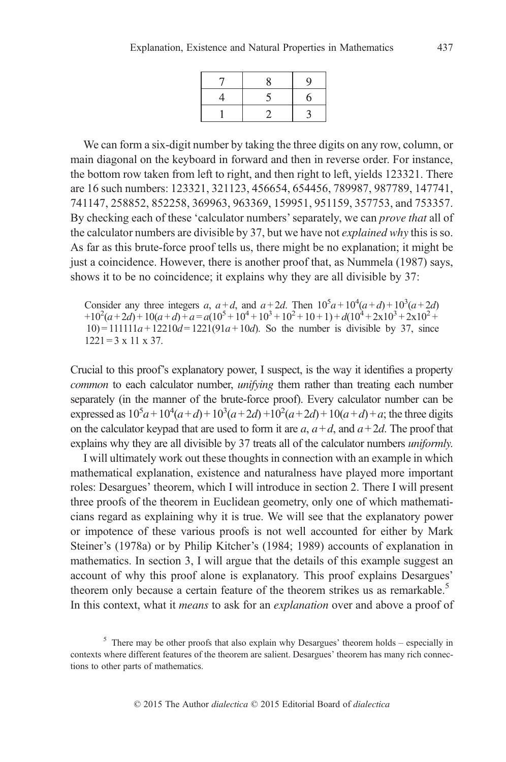| 7 | 8 | 9 |
|---|---|---|
| 4 | 5 | 6 |
| 1 | 2 | 3 |

We can form a six-digit number by taking the three digits on any row, column, or main diagonal on the keyboard in forward and then in reverse order. For instance, the bottom row taken from left to right, and then right to left, yields 123321. There are 16 such numbers: 123321, 321123, 456654, 654456, 789987, 987789, 147741, 741147, 258852, 852258, 369963, 963369, 159951, 951159, 357753, and 753357. By checking each of these 'calculator numbers' separately, we can *prove that* all of the calculator numbers are divisible by 37, but we have not *explained why* this is so. As far as this brute-force proof tells us, there might be no explanation; it might be just a coincidence. However, there is another proof that, as Nummela (1987) says, shows it to be no coincidence; it explains why they are all divisible by 37:

> Consider any three integers $a$, $a+d$, and $a+2d$. Then $10^5a+10^4(a+d)+10^3(a+2d)$ $+10^2(a+2d)+10(a+d)+a=a(10^5+10^4+10^3+10^2+10+1)+d(10^4+2\text{x}10^3+2\text{x}10^2+10)=111111a+12210d=1221(91a+10d)$. So the number is divisible by 37, since $1221=3 \text{ x } 11 \text{ x } 37$.

Crucial to this proof's explanatory power, I suspect, is the way it identifies a property *common* to each calculator number, *unifying* them rather than treating each number separately (in the manner of the brute-force proof). Every calculator number can be expressed as $10^5a+10^4(a+d)+10^3(a+2d)+10^2(a+2d)+10(a+d)+a$; the three digits on the calculator keypad that are used to form it are $a$, $a+d$, and $a+2d$. The proof that explains why they are all divisible by 37 treats all of the calculator numbers *uniformly*.

I will ultimately work out these thoughts in connection with an example in which mathematical explanation, existence and naturalness have played more important roles: Desargues' theorem, which I will introduce in section 2. There I will present three proofs of the theorem in Euclidean geometry, only one of which mathematicians regard as explaining why it is true. We will see that the explanatory power or impotence of these various proofs is not well accounted for either by Mark Steiner's (1978a) or by Philip Kitcher's (1984; 1989) accounts of explanation in mathematics. In section 3, I will argue that the details of this example suggest an account of why this proof alone is explanatory. This proof explains Desargues' theorem only because a certain feature of the theorem strikes us as remarkable.[5] In this context, what it *means* to ask for an *explanation* over and above a proof of

[5] There may be other proofs that also explain why Desargues' theorem holds – especially in contexts where different features of the theorem are salient. Desargues' theorem has many rich connections to other parts of mathematics.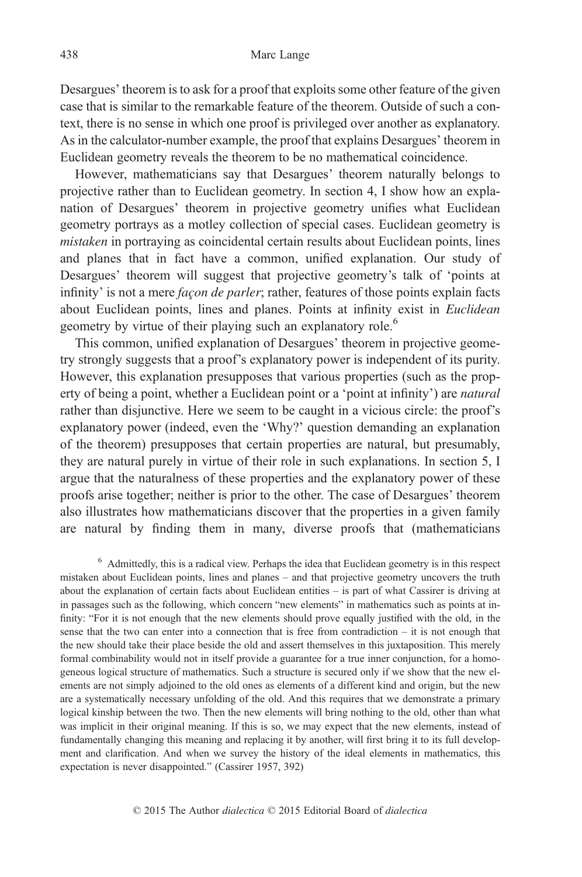Desargues' theorem is to ask for a proof that exploits some other feature of the given case that is similar to the remarkable feature of the theorem. Outside of such a context, there is no sense in which one proof is privileged over another as explanatory. As in the calculator-number example, the proof that explains Desargues' theorem in Euclidean geometry reveals the theorem to be no mathematical coincidence.

However, mathematicians say that Desargues' theorem naturally belongs to projective rather than to Euclidean geometry. In section 4, I show how an explanation of Desargues' theorem in projective geometry unifies what Euclidean geometry portrays as a motley collection of special cases. Euclidean geometry is *mistaken* in portraying as coincidental certain results about Euclidean points, lines and planes that in fact have a common, unified explanation. Our study of Desargues' theorem will suggest that projective geometry's talk of 'points at infinity' is not a mere *façon de parler*; rather, features of those points explain facts about Euclidean points, lines and planes. Points at infinity exist in *Euclidean* geometry by virtue of their playing such an explanatory role.[6]

This common, unified explanation of Desargues' theorem in projective geometry strongly suggests that a proof's explanatory power is independent of its purity. However, this explanation presupposes that various properties (such as the property of being a point, whether a Euclidean point or a 'point at infinity') are *natural* rather than disjunctive. Here we seem to be caught in a vicious circle: the proof's explanatory power (indeed, even the 'Why?' question demanding an explanation of the theorem) presupposes that certain properties are natural, but presumably, they are natural purely in virtue of their role in such explanations. In section 5, I argue that the naturalness of these properties and the explanatory power of these proofs arise together; neither is prior to the other. The case of Desargues' theorem also illustrates how mathematicians discover that the properties in a given family are natural by finding them in many, diverse proofs that (mathematicians

[6] Admittedly, this is a radical view. Perhaps the idea that Euclidean geometry is in this respect mistaken about Euclidean points, lines and planes – and that projective geometry uncovers the truth about the explanation of certain facts about Euclidean entities – is part of what Cassirer is driving at in passages such as the following, which concern "new elements" in mathematics such as points at infinity: "For it is not enough that the new elements should prove equally justified with the old, in the sense that the two can enter into a connection that is free from contradiction – it is not enough that the new should take their place beside the old and assert themselves in this juxtaposition. This merely formal combinability would not in itself provide a guarantee for a true inner conjunction, for a homogeneous logical structure of mathematics. Such a structure is secured only if we show that the new elements are not simply adjoined to the old ones as elements of a different kind and origin, but the new are a systematically necessary unfolding of the old. And this requires that we demonstrate a primary logical kinship between the two. Then the new elements will bring nothing to the old, other than what was implicit in their original meaning. If this is so, we may expect that the new elements, instead of fundamentally changing this meaning and replacing it by another, will first bring it to its full development and clarification. And when we survey the history of the ideal elements in mathematics, this expectation is never disappointed." (Cassirer 1957, 392)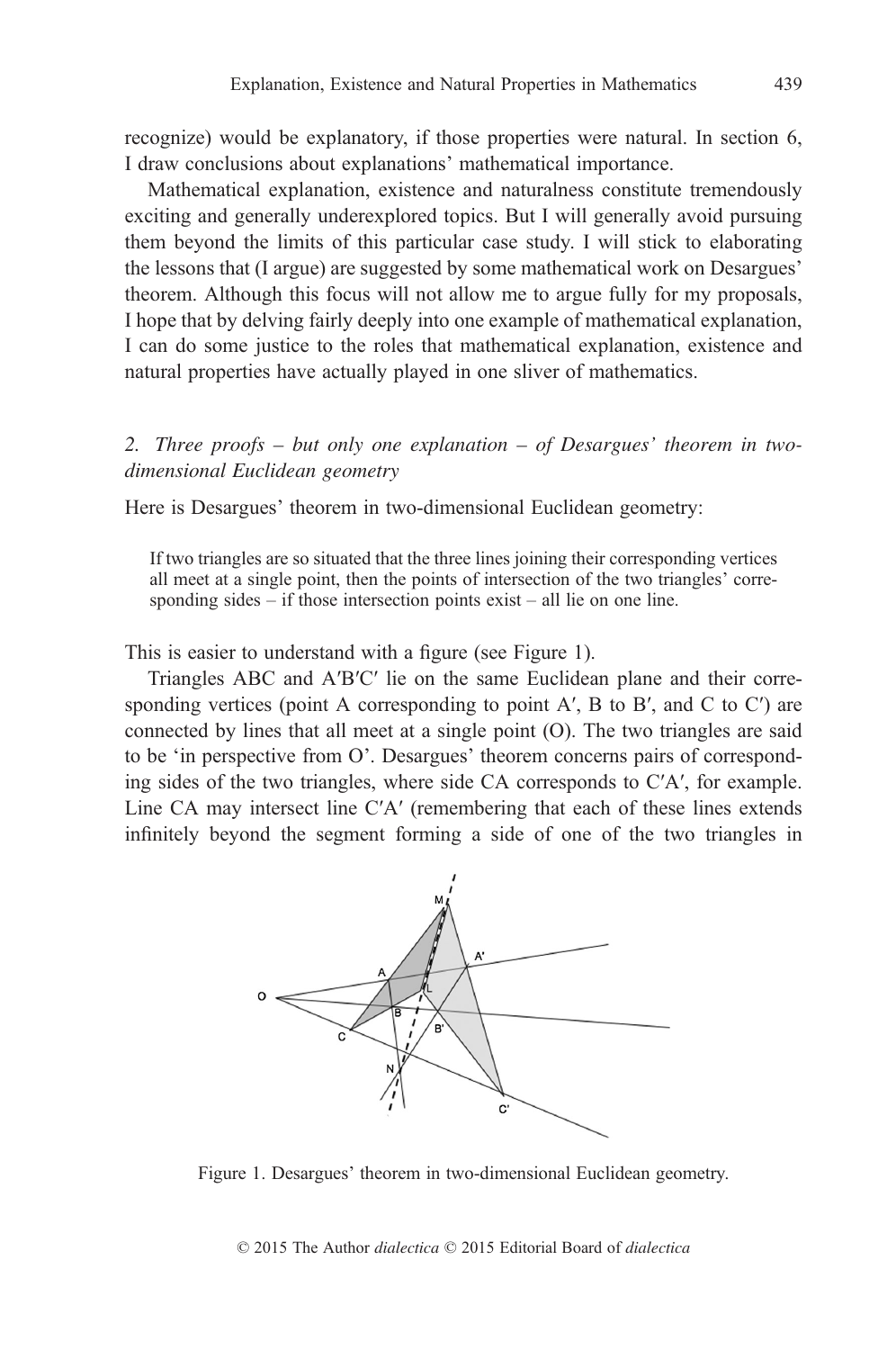recognize) would be explanatory, if those properties were natural. In section 6, I draw conclusions about explanations' mathematical importance.

Mathematical explanation, existence and naturalness constitute tremendously exciting and generally underexplored topics. But I will generally avoid pursuing them beyond the limits of this particular case study. I will stick to elaborating the lessons that (I argue) are suggested by some mathematical work on Desargues' theorem. Although this focus will not allow me to argue fully for my proposals, I hope that by delving fairly deeply into one example of mathematical explanation, I can do some justice to the roles that mathematical explanation, existence and natural properties have actually played in one sliver of mathematics.

## *2. Three proofs – but only one explanation – of Desargues' theorem in two-dimensional Euclidean geometry*

Here is Desargues' theorem in two-dimensional Euclidean geometry:

> If two triangles are so situated that the three lines joining their corresponding vertices all meet at a single point, then the points of intersection of the two triangles' corresponding sides – if those intersection points exist – all lie on one line.

This is easier to understand with a figure (see Figure 1).

Triangles ABC and A′B′C′ lie on the same Euclidean plane and their corresponding vertices (point A corresponding to point A′, B to B′, and C to C′) are connected by lines that all meet at a single point (O). The two triangles are said to be 'in perspective from O'. Desargues' theorem concerns pairs of corresponding sides of the two triangles, where side CA corresponds to C′A′, for example. Line CA may intersect line C′A′ (remembering that each of these lines extends infinitely beyond the segment forming a side of one of the two triangles in

Figure 1. Desargues' theorem in two-dimensional Euclidean geometry.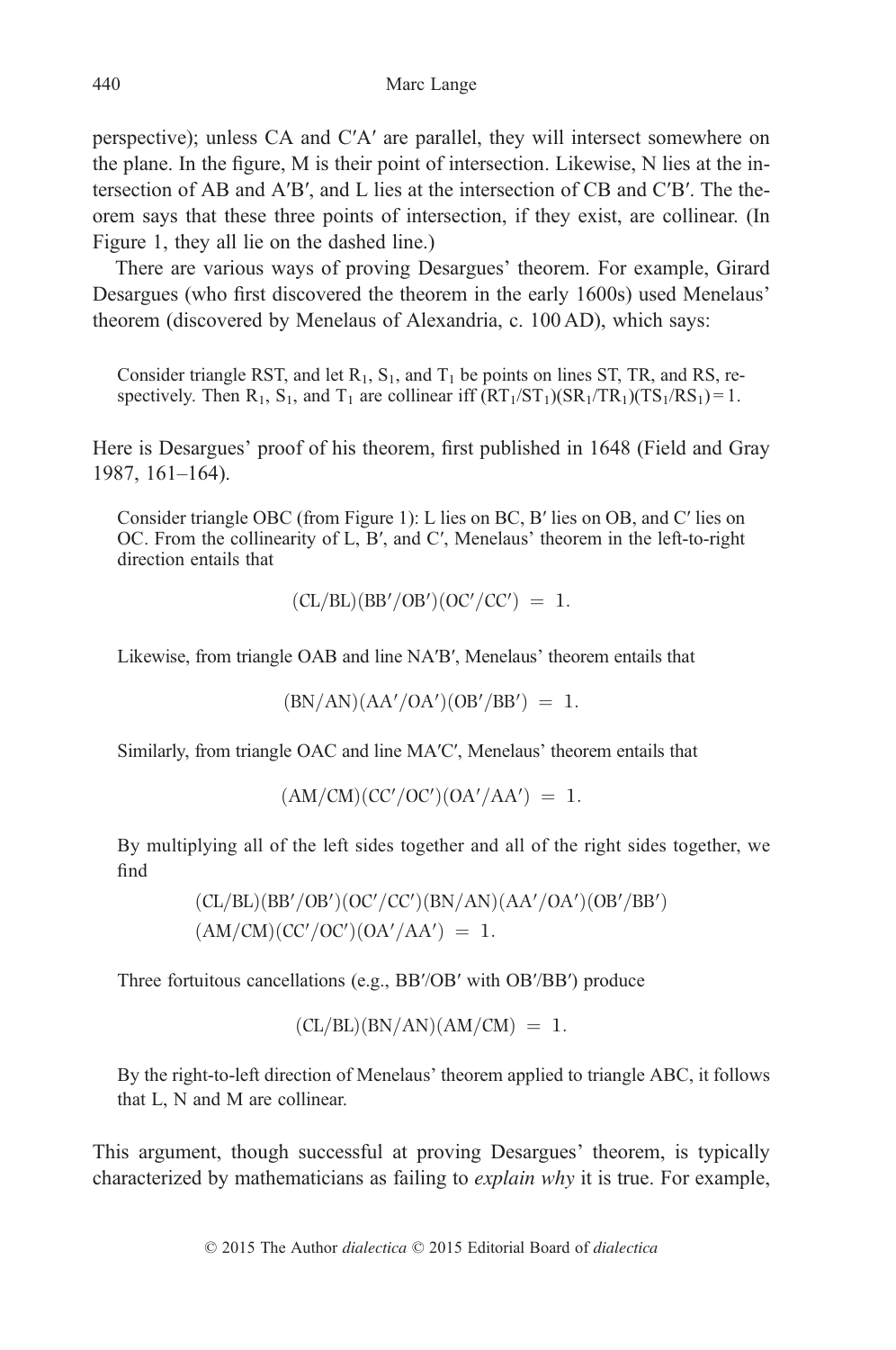perspective); unless CA and C′A′ are parallel, they will intersect somewhere on the plane. In the figure, M is their point of intersection. Likewise, N lies at the intersection of AB and A′B′, and L lies at the intersection of CB and C′B′. The theorem says that these three points of intersection, if they exist, are collinear. (In Figure 1, they all lie on the dashed line.)

There are various ways of proving Desargues' theorem. For example, Girard Desargues (who first discovered the theorem in the early 1600s) used Menelaus' theorem (discovered by Menelaus of Alexandria, c. 100 AD), which says:

> Consider triangle RST, and let $R_1$, $S_1$, and $T_1$ be points on lines ST, TR, and RS, respectively. Then $R_1$, $S_1$, and $T_1$ are collinear iff $(RT_1/ST_1)(SR_1/TR_1)(TS_1/RS_1) = 1$.

Here is Desargues' proof of his theorem, first published in 1648 (Field and Gray 1987, 161–164).

> Consider triangle OBC (from Figure 1): L lies on BC, B′ lies on OB, and C′ lies on OC. From the collinearity of L, B′, and C′, Menelaus' theorem in the left-to-right direction entails that
>
> $$(CL/BL)(BB'/OB')(OC'/CC') = 1.$$
>
> Likewise, from triangle OAB and line NA′B′, Menelaus' theorem entails that
>
> $$(BN/AN)(AA'/OA')(OB'/BB') = 1.$$
>
> Similarly, from triangle OAC and line MA′C′, Menelaus' theorem entails that
>
> $$(AM/CM)(CC'/OC')(OA'/AA') = 1.$$
>
> By multiplying all of the left sides together and all of the right sides together, we find
>
> $$(CL/BL)(BB'/OB')(OC'/CC')(BN/AN)(AA'/OA')(OB'/BB')$$
> $$(AM/CM)(CC'/OC')(OA'/AA') = 1.$$
>
> Three fortuitous cancellations (e.g., BB′/OB′ with OB′/BB′) produce
>
> $$(CL/BL)(BN/AN)(AM/CM) = 1.$$
>
> By the right-to-left direction of Menelaus' theorem applied to triangle ABC, it follows that L, N and M are collinear.

This argument, though successful at proving Desargues' theorem, is typically characterized by mathematicians as failing to *explain why* it is true. For example,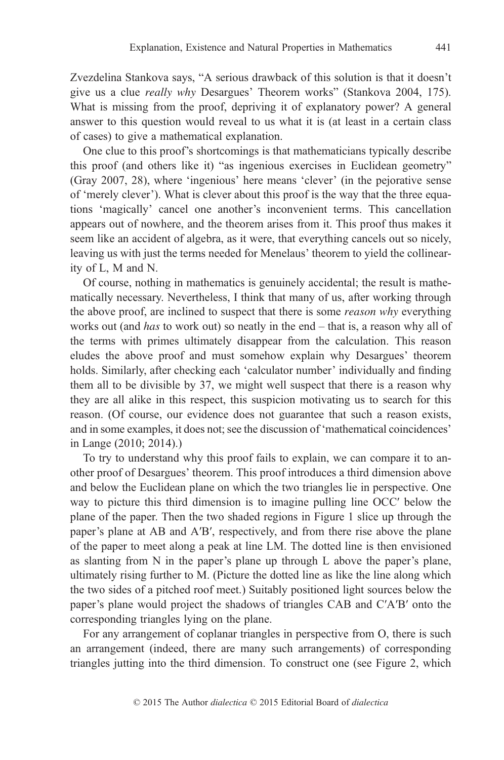Zvezdelina Stankova says, "A serious drawback of this solution is that it doesn't give us a clue *really why* Desargues' Theorem works" (Stankova 2004, 175). What is missing from the proof, depriving it of explanatory power? A general answer to this question would reveal to us what it is (at least in a certain class of cases) to give a mathematical explanation.

One clue to this proof's shortcomings is that mathematicians typically describe this proof (and others like it) "as ingenious exercises in Euclidean geometry" (Gray 2007, 28), where 'ingenious' here means 'clever' (in the pejorative sense of 'merely clever'). What is clever about this proof is the way that the three equations 'magically' cancel one another's inconvenient terms. This cancellation appears out of nowhere, and the theorem arises from it. This proof thus makes it seem like an accident of algebra, as it were, that everything cancels out so nicely, leaving us with just the terms needed for Menelaus' theorem to yield the collinearity of L, M and N.

Of course, nothing in mathematics is genuinely accidental; the result is mathematically necessary. Nevertheless, I think that many of us, after working through the above proof, are inclined to suspect that there is some *reason why* everything works out (and *has* to work out) so neatly in the end – that is, a reason why all of the terms with primes ultimately disappear from the calculation. This reason eludes the above proof and must somehow explain why Desargues' theorem holds. Similarly, after checking each 'calculator number' individually and finding them all to be divisible by 37, we might well suspect that there is a reason why they are all alike in this respect, this suspicion motivating us to search for this reason. (Of course, our evidence does not guarantee that such a reason exists, and in some examples, it does not; see the discussion of 'mathematical coincidences' in Lange (2010; 2014).)

To try to understand why this proof fails to explain, we can compare it to another proof of Desargues' theorem. This proof introduces a third dimension above and below the Euclidean plane on which the two triangles lie in perspective. One way to picture this third dimension is to imagine pulling line OCC′ below the plane of the paper. Then the two shaded regions in Figure 1 slice up through the paper's plane at AB and A′B′, respectively, and from there rise above the plane of the paper to meet along a peak at line LM. The dotted line is then envisioned as slanting from N in the paper's plane up through L above the paper's plane, ultimately rising further to M. (Picture the dotted line as like the line along which the two sides of a pitched roof meet.) Suitably positioned light sources below the paper's plane would project the shadows of triangles CAB and C′A′B′ onto the corresponding triangles lying on the plane.

For any arrangement of coplanar triangles in perspective from O, there is such an arrangement (indeed, there are many such arrangements) of corresponding triangles jutting into the third dimension. To construct one (see Figure 2, which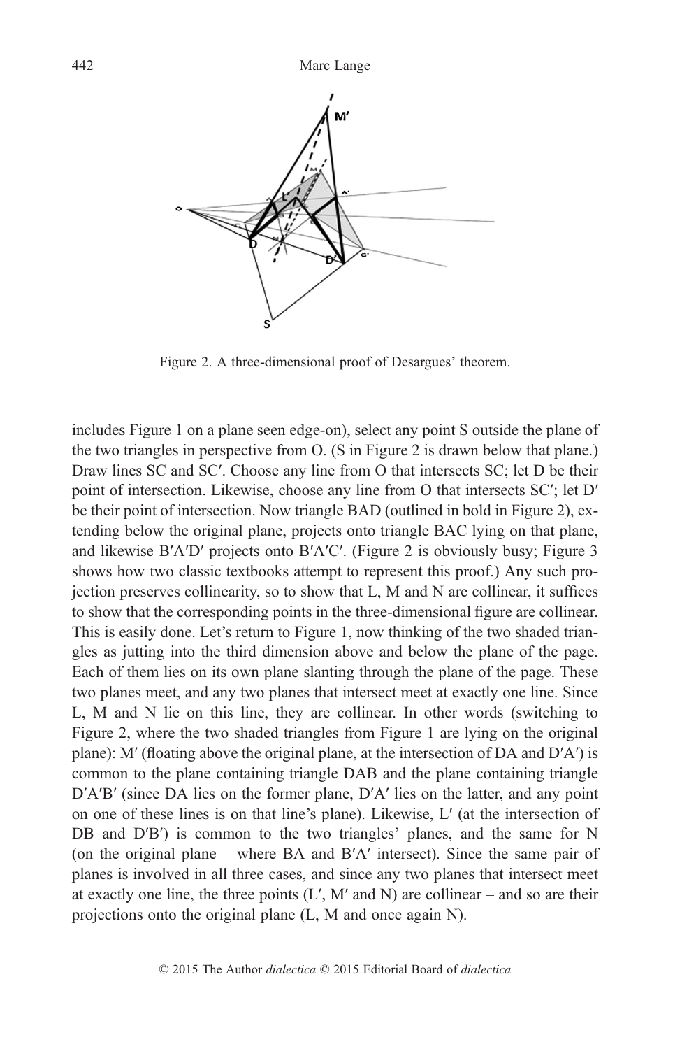Figure 2. A three-dimensional proof of Desargues' theorem.

includes Figure 1 on a plane seen edge-on), select any point S outside the plane of the two triangles in perspective from O. (S in Figure 2 is drawn below that plane.) Draw lines SC and SC′. Choose any line from O that intersects SC; let D be their point of intersection. Likewise, choose any line from O that intersects SC′; let D′ be their point of intersection. Now triangle BAD (outlined in bold in Figure 2), extending below the original plane, projects onto triangle BAC lying on that plane, and likewise B′A′D′ projects onto B′A′C′. (Figure 2 is obviously busy; Figure 3 shows how two classic textbooks attempt to represent this proof.) Any such projection preserves collinearity, so to show that L, M and N are collinear, it suffices to show that the corresponding points in the three-dimensional figure are collinear. This is easily done. Let's return to Figure 1, now thinking of the two shaded triangles as jutting into the third dimension above and below the plane of the page. Each of them lies on its own plane slanting through the plane of the page. These two planes meet, and any two planes that intersect meet at exactly one line. Since L, M and N lie on this line, they are collinear. In other words (switching to Figure 2, where the two shaded triangles from Figure 1 are lying on the original plane): M′ (floating above the original plane, at the intersection of DA and D′A′) is common to the plane containing triangle DAB and the plane containing triangle D′A′B′ (since DA lies on the former plane, D′A′ lies on the latter, and any point on one of these lines is on that line's plane). Likewise, L′ (at the intersection of DB and D′B′) is common to the two triangles' planes, and the same for N (on the original plane – where BA and B′A′ intersect). Since the same pair of planes is involved in all three cases, and since any two planes that intersect meet at exactly one line, the three points (L′, M′ and N) are collinear – and so are their projections onto the original plane (L, M and once again N).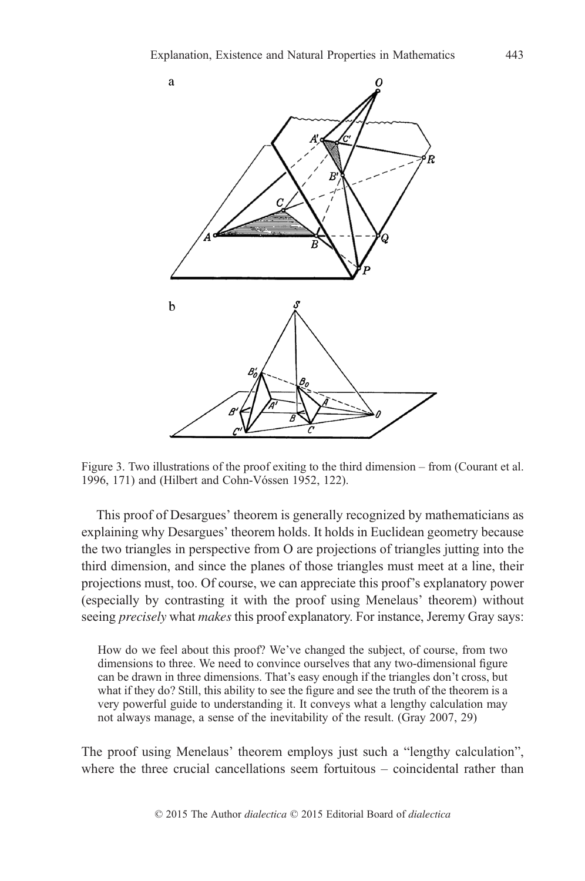Figure 3. Two illustrations of the proof exiting to the third dimension – from (Courant et al. 1996, 171) and (Hilbert and Cohn-Vóssen 1952, 122).

This proof of Desargues' theorem is generally recognized by mathematicians as explaining why Desargues' theorem holds. It holds in Euclidean geometry because the two triangles in perspective from O are projections of triangles jutting into the third dimension, and since the planes of those triangles must meet at a line, their projections must, too. Of course, we can appreciate this proof's explanatory power (especially by contrasting it with the proof using Menelaus' theorem) without seeing *precisely* what *makes* this proof explanatory. For instance, Jeremy Gray says:

> How do we feel about this proof? We've changed the subject, of course, from two dimensions to three. We need to convince ourselves that any two-dimensional figure can be drawn in three dimensions. That's easy enough if the triangles don't cross, but what if they do? Still, this ability to see the figure and see the truth of the theorem is a very powerful guide to understanding it. It conveys what a lengthy calculation may not always manage, a sense of the inevitability of the result. (Gray 2007, 29)

The proof using Menelaus' theorem employs just such a "lengthy calculation", where the three crucial cancellations seem fortuitous – coincidental rather than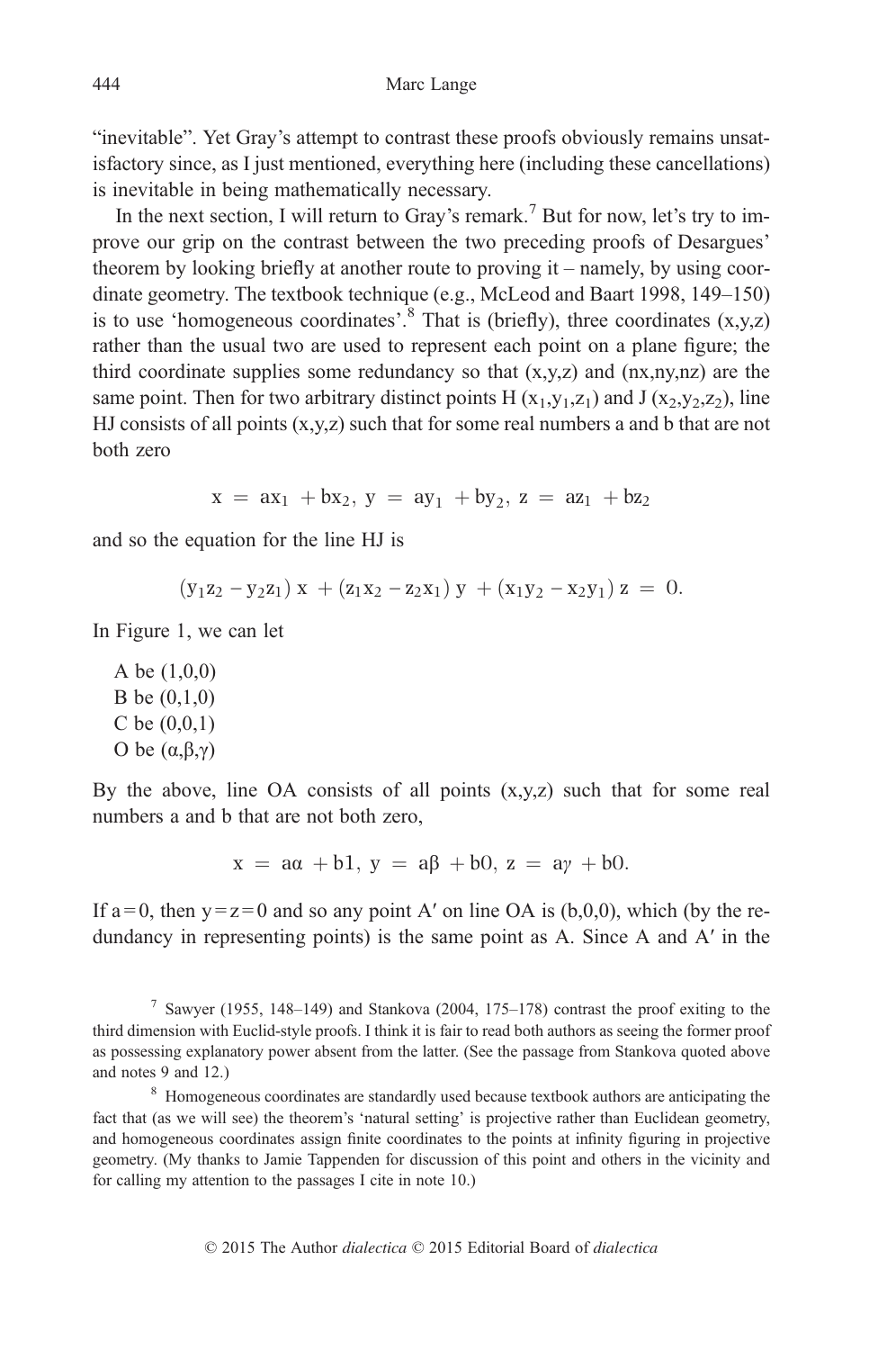"inevitable". Yet Gray's attempt to contrast these proofs obviously remains unsatisfactory since, as I just mentioned, everything here (including these cancellations) is inevitable in being mathematically necessary.

In the next section, I will return to Gray's remark.[7] But for now, let's try to improve our grip on the contrast between the two preceding proofs of Desargues' theorem by looking briefly at another route to proving it – namely, by using coordinate geometry. The textbook technique (e.g., McLeod and Baart 1998, 149–150) is to use 'homogeneous coordinates'.[8] That is (briefly), three coordinates (x,y,z) rather than the usual two are used to represent each point on a plane figure; the third coordinate supplies some redundancy so that (x,y,z) and (nx,ny,nz) are the same point. Then for two arbitrary distinct points H $(x_1,y_1,z_1)$ and J $(x_2,y_2,z_2)$, line HJ consists of all points (x,y,z) such that for some real numbers a and b that are not both zero

$$x = ax_1 + bx_2,\ y = ay_1 + by_2,\ z = az_1 + bz_2$$

and so the equation for the line HJ is

$$(y_1z_2 - y_2z_1)\,x + (z_1x_2 - z_2x_1)\,y + (x_1y_2 - x_2y_1)\,z = 0.$$

In Figure 1, we can let

A be (1,0,0)
B be (0,1,0)
C be (0,0,1)
O be $(\alpha,\beta,\gamma)$

By the above, line OA consists of all points (x,y,z) such that for some real numbers a and b that are not both zero,

$$x = a\alpha + b1,\ y = a\beta + b0,\ z = a\gamma + b0.$$

If a = 0, then y = z = 0 and so any point A′ on line OA is (b,0,0), which (by the redundancy in representing points) is the same point as A. Since A and A′ in the

[7] Sawyer (1955, 148–149) and Stankova (2004, 175–178) contrast the proof exiting to the third dimension with Euclid-style proofs. I think it is fair to read both authors as seeing the former proof as possessing explanatory power absent from the latter. (See the passage from Stankova quoted above and notes 9 and 12.)

[8] Homogeneous coordinates are standardly used because textbook authors are anticipating the fact that (as we will see) the theorem's 'natural setting' is projective rather than Euclidean geometry, and homogeneous coordinates assign finite coordinates to the points at infinity figuring in projective geometry. (My thanks to Jamie Tappenden for discussion of this point and others in the vicinity and for calling my attention to the passages I cite in note 10.)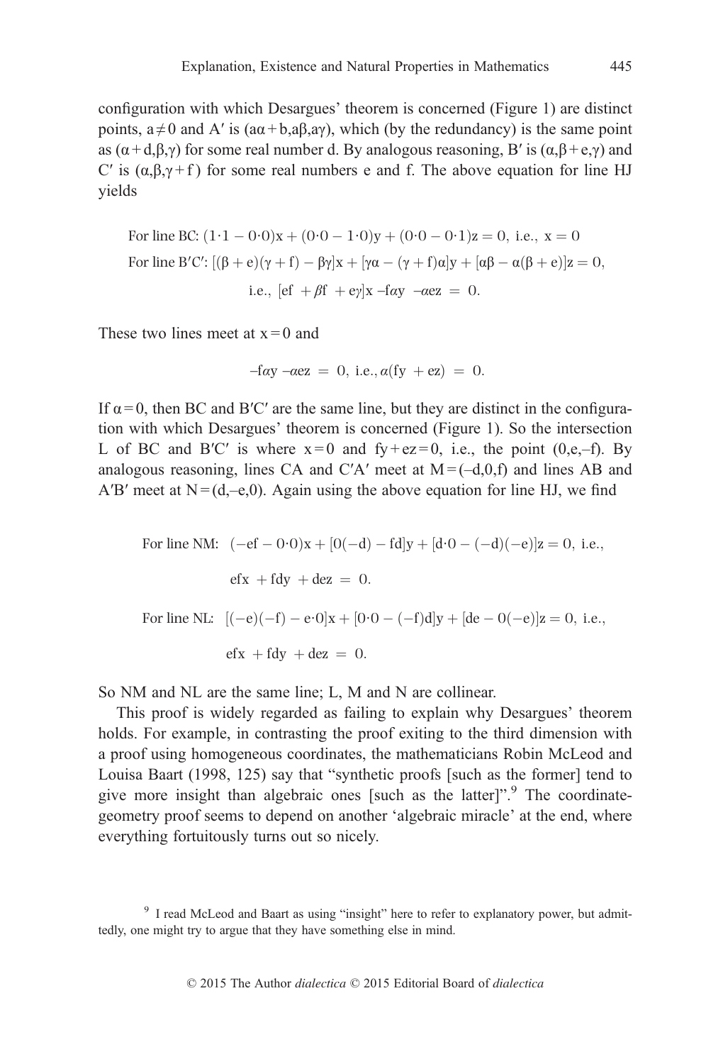configuration with which Desargues' theorem is concerned (Figure 1) are distinct points, $a \neq 0$ and A′ is $(a\alpha + b, a\beta, a\gamma)$, which (by the redundancy) is the same point as $(\alpha + d, \beta, \gamma)$ for some real number d. By analogous reasoning, B′ is $(\alpha, \beta + e, \gamma)$ and C′ is $(\alpha, \beta, \gamma + f)$ for some real numbers e and f. The above equation for line HJ yields

$$\text{For line BC: } (1{\cdot}1 - 0{\cdot}0)x + (0{\cdot}0 - 1{\cdot}0)y + (0{\cdot}0 - 0{\cdot}1)z = 0, \text{ i.e., } x = 0$$

$$\text{For line B′C′: } [(\beta + e)(\gamma + f) - \beta\gamma]x + [\gamma\alpha - (\gamma + f)\alpha]y + [\alpha\beta - \alpha(\beta + e)]z = 0,$$

$$\text{i.e., } [ef + \beta f + e\gamma]x - f\alpha y - \alpha e z = 0.$$

These two lines meet at $x = 0$ and

$$-f\alpha y - \alpha e z = 0, \text{ i.e., } \alpha(fy + ez) = 0.$$

If $\alpha = 0$, then BC and B′C′ are the same line, but they are distinct in the configuration with which Desargues' theorem is concerned (Figure 1). So the intersection L of BC and B′C′ is where $x = 0$ and $fy + ez = 0$, i.e., the point $(0, e, -f)$. By analogous reasoning, lines CA and C′A′ meet at $M = (-d, 0, f)$ and lines AB and A′B′ meet at $N = (d, -e, 0)$. Again using the above equation for line HJ, we find

$$\text{For line NM: } (-ef - 0{\cdot}0)x + [0(-d) - fd]y + [d{\cdot}0 - (-d)(-e)]z = 0, \text{ i.e.,}$$

$$efx + fdy + dez = 0.$$

$$\text{For line NL: } [(-e)(-f) - e{\cdot}0]x + [0{\cdot}0 - (-f)d]y + [de - 0(-e)]z = 0, \text{ i.e.,}$$

$$efx + fdy + dez = 0.$$

So NM and NL are the same line; L, M and N are collinear.

This proof is widely regarded as failing to explain why Desargues' theorem holds. For example, in contrasting the proof exiting to the third dimension with a proof using homogeneous coordinates, the mathematicians Robin McLeod and Louisa Baart (1998, 125) say that "synthetic proofs [such as the former] tend to give more insight than algebraic ones [such as the latter]".[9] The coordinate-geometry proof seems to depend on another 'algebraic miracle' at the end, where everything fortuitously turns out so nicely.

[9] I read McLeod and Baart as using "insight" here to refer to explanatory power, but admittedly, one might try to argue that they have something else in mind.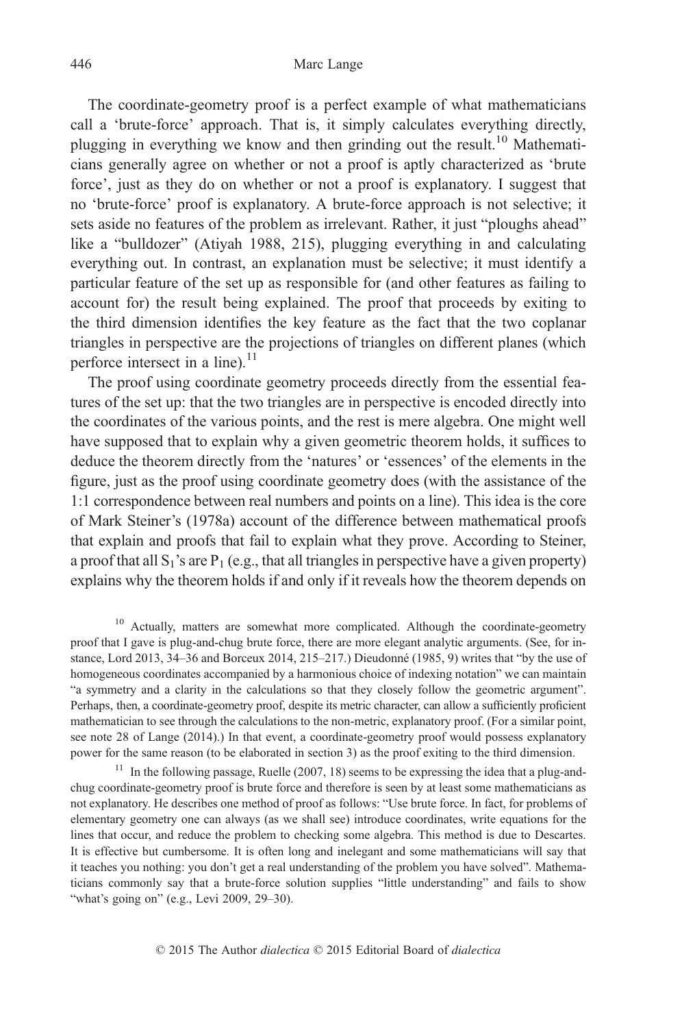The coordinate-geometry proof is a perfect example of what mathematicians call a 'brute-force' approach. That is, it simply calculates everything directly, plugging in everything we know and then grinding out the result.[10] Mathematicians generally agree on whether or not a proof is aptly characterized as 'brute force', just as they do on whether or not a proof is explanatory. I suggest that no 'brute-force' proof is explanatory. A brute-force approach is not selective; it sets aside no features of the problem as irrelevant. Rather, it just "ploughs ahead" like a "bulldozer" (Atiyah 1988, 215), plugging everything in and calculating everything out. In contrast, an explanation must be selective; it must identify a particular feature of the set up as responsible for (and other features as failing to account for) the result being explained. The proof that proceeds by exiting to the third dimension identifies the key feature as the fact that the two coplanar triangles in perspective are the projections of triangles on different planes (which perforce intersect in a line).[11]

The proof using coordinate geometry proceeds directly from the essential features of the set up: that the two triangles are in perspective is encoded directly into the coordinates of the various points, and the rest is mere algebra. One might well have supposed that to explain why a given geometric theorem holds, it suffices to deduce the theorem directly from the 'natures' or 'essences' of the elements in the figure, just as the proof using coordinate geometry does (with the assistance of the 1:1 correspondence between real numbers and points on a line). This idea is the core of Mark Steiner's (1978a) account of the difference between mathematical proofs that explain and proofs that fail to explain what they prove. According to Steiner, a proof that all $S_1$'s are $P_1$ (e.g., that all triangles in perspective have a given property) explains why the theorem holds if and only if it reveals how the theorem depends on

[10] Actually, matters are somewhat more complicated. Although the coordinate-geometry proof that I gave is plug-and-chug brute force, there are more elegant analytic arguments. (See, for instance, Lord 2013, 34–36 and Borceux 2014, 215–217.) Dieudonné (1985, 9) writes that "by the use of homogeneous coordinates accompanied by a harmonious choice of indexing notation" we can maintain "a symmetry and a clarity in the calculations so that they closely follow the geometric argument". Perhaps, then, a coordinate-geometry proof, despite its metric character, can allow a sufficiently proficient mathematician to see through the calculations to the non-metric, explanatory proof. (For a similar point, see note 28 of Lange (2014).) In that event, a coordinate-geometry proof would possess explanatory power for the same reason (to be elaborated in section 3) as the proof exiting to the third dimension.

[11] In the following passage, Ruelle (2007, 18) seems to be expressing the idea that a plug-and-chug coordinate-geometry proof is brute force and therefore is seen by at least some mathematicians as not explanatory. He describes one method of proof as follows: "Use brute force. In fact, for problems of elementary geometry one can always (as we shall see) introduce coordinates, write equations for the lines that occur, and reduce the problem to checking some algebra. This method is due to Descartes. It is effective but cumbersome. It is often long and inelegant and some mathematicians will say that it teaches you nothing: you don't get a real understanding of the problem you have solved". Mathematicians commonly say that a brute-force solution supplies "little understanding" and fails to show "what's going on" (e.g., Levi 2009, 29–30).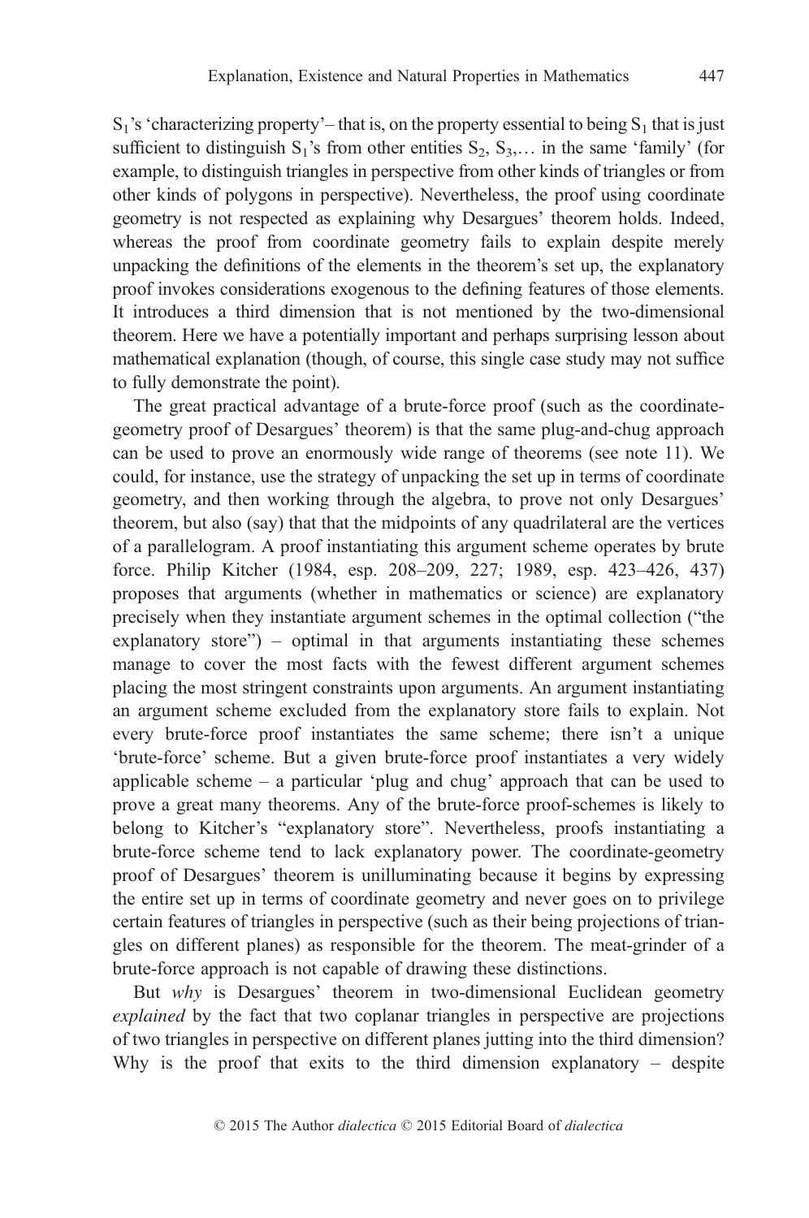$S_1$'s 'characterizing property'– that is, on the property essential to being $S_1$ that is just sufficient to distinguish $S_1$'s from other entities $S_2$, $S_3$,… in the same 'family' (for example, to distinguish triangles in perspective from other kinds of triangles or from other kinds of polygons in perspective). Nevertheless, the proof using coordinate geometry is not respected as explaining why Desargues' theorem holds. Indeed, whereas the proof from coordinate geometry fails to explain despite merely unpacking the definitions of the elements in the theorem's set up, the explanatory proof invokes considerations exogenous to the defining features of those elements. It introduces a third dimension that is not mentioned by the two-dimensional theorem. Here we have a potentially important and perhaps surprising lesson about mathematical explanation (though, of course, this single case study may not suffice to fully demonstrate the point).

The great practical advantage of a brute-force proof (such as the coordinate-geometry proof of Desargues' theorem) is that the same plug-and-chug approach can be used to prove an enormously wide range of theorems (see note 11). We could, for instance, use the strategy of unpacking the set up in terms of coordinate geometry, and then working through the algebra, to prove not only Desargues' theorem, but also (say) that that the midpoints of any quadrilateral are the vertices of a parallelogram. A proof instantiating this argument scheme operates by brute force. Philip Kitcher (1984, esp. 208–209, 227; 1989, esp. 423–426, 437) proposes that arguments (whether in mathematics or science) are explanatory precisely when they instantiate argument schemes in the optimal collection ("the explanatory store") – optimal in that arguments instantiating these schemes manage to cover the most facts with the fewest different argument schemes placing the most stringent constraints upon arguments. An argument instantiating an argument scheme excluded from the explanatory store fails to explain. Not every brute-force proof instantiates the same scheme; there isn't a unique 'brute-force' scheme. But a given brute-force proof instantiates a very widely applicable scheme – a particular 'plug and chug' approach that can be used to prove a great many theorems. Any of the brute-force proof-schemes is likely to belong to Kitcher's "explanatory store". Nevertheless, proofs instantiating a brute-force scheme tend to lack explanatory power. The coordinate-geometry proof of Desargues' theorem is unilluminating because it begins by expressing the entire set up in terms of coordinate geometry and never goes on to privilege certain features of triangles in perspective (such as their being projections of triangles on different planes) as responsible for the theorem. The meat-grinder of a brute-force approach is not capable of drawing these distinctions.

But *why* is Desargues' theorem in two-dimensional Euclidean geometry *explained* by the fact that two coplanar triangles in perspective are projections of two triangles in perspective on different planes jutting into the third dimension? Why is the proof that exits to the third dimension explanatory – despite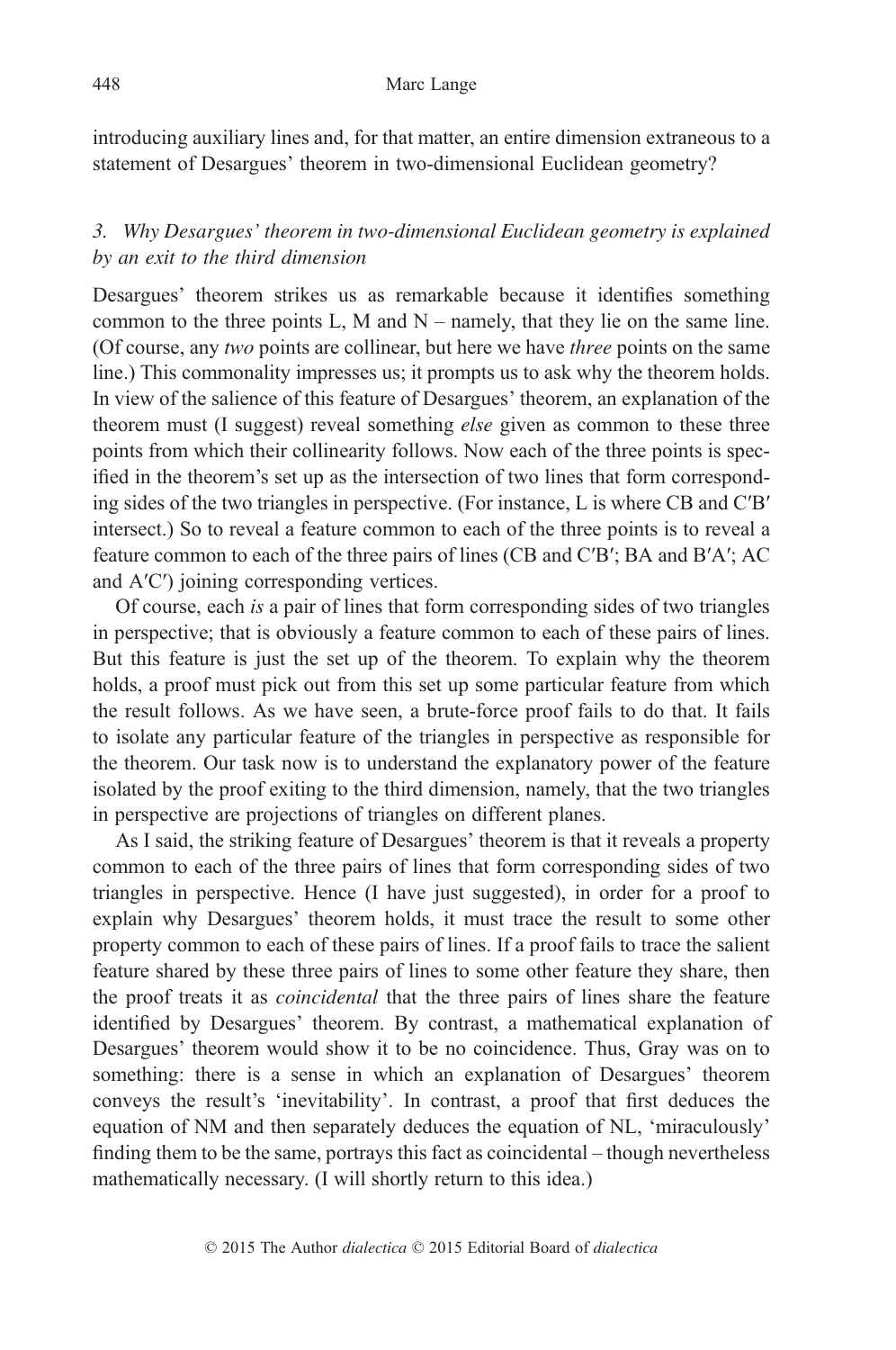introducing auxiliary lines and, for that matter, an entire dimension extraneous to a statement of Desargues' theorem in two-dimensional Euclidean geometry?

### *3. Why Desargues' theorem in two-dimensional Euclidean geometry is explained by an exit to the third dimension*

Desargues' theorem strikes us as remarkable because it identifies something common to the three points L, M and N – namely, that they lie on the same line. (Of course, any *two* points are collinear, but here we have *three* points on the same line.) This commonality impresses us; it prompts us to ask why the theorem holds. In view of the salience of this feature of Desargues' theorem, an explanation of the theorem must (I suggest) reveal something *else* given as common to these three points from which their collinearity follows. Now each of the three points is specified in the theorem's set up as the intersection of two lines that form corresponding sides of the two triangles in perspective. (For instance, L is where CB and C′B′ intersect.) So to reveal a feature common to each of the three points is to reveal a feature common to each of the three pairs of lines (CB and C′B′; BA and B′A′; AC and A′C′) joining corresponding vertices.

Of course, each *is* a pair of lines that form corresponding sides of two triangles in perspective; that is obviously a feature common to each of these pairs of lines. But this feature is just the set up of the theorem. To explain why the theorem holds, a proof must pick out from this set up some particular feature from which the result follows. As we have seen, a brute-force proof fails to do that. It fails to isolate any particular feature of the triangles in perspective as responsible for the theorem. Our task now is to understand the explanatory power of the feature isolated by the proof exiting to the third dimension, namely, that the two triangles in perspective are projections of triangles on different planes.

As I said, the striking feature of Desargues' theorem is that it reveals a property common to each of the three pairs of lines that form corresponding sides of two triangles in perspective. Hence (I have just suggested), in order for a proof to explain why Desargues' theorem holds, it must trace the result to some other property common to each of these pairs of lines. If a proof fails to trace the salient feature shared by these three pairs of lines to some other feature they share, then the proof treats it as *coincidental* that the three pairs of lines share the feature identified by Desargues' theorem. By contrast, a mathematical explanation of Desargues' theorem would show it to be no coincidence. Thus, Gray was on to something: there is a sense in which an explanation of Desargues' theorem conveys the result's 'inevitability'. In contrast, a proof that first deduces the equation of NM and then separately deduces the equation of NL, 'miraculously' finding them to be the same, portrays this fact as coincidental – though nevertheless mathematically necessary. (I will shortly return to this idea.)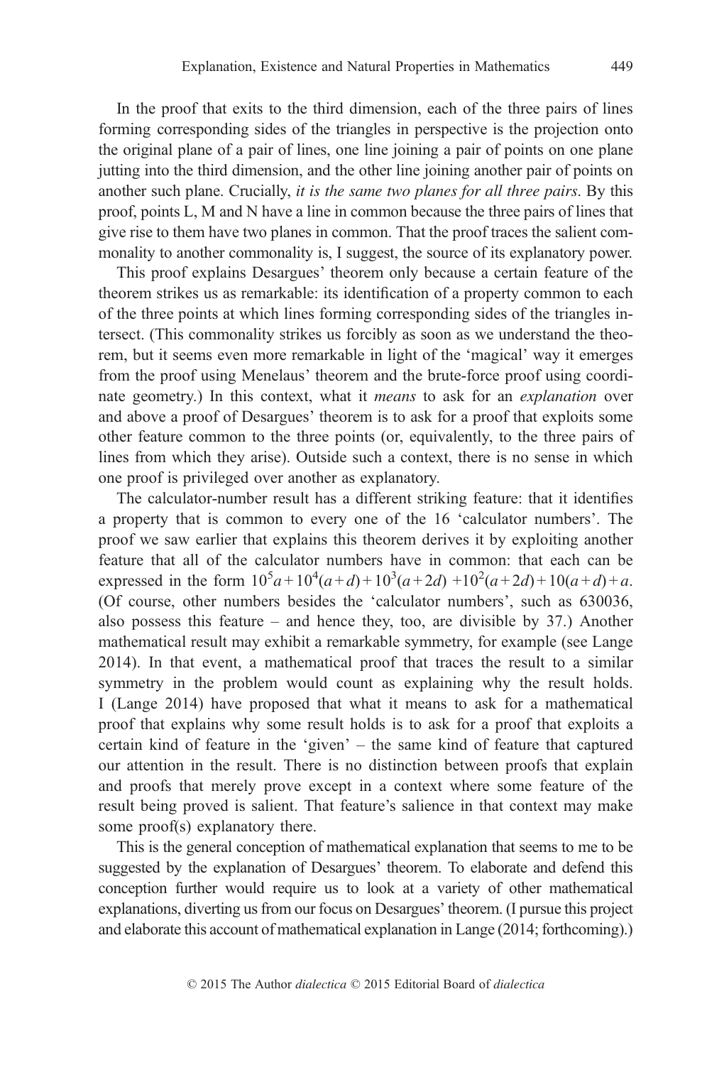In the proof that exits to the third dimension, each of the three pairs of lines forming corresponding sides of the triangles in perspective is the projection onto the original plane of a pair of lines, one line joining a pair of points on one plane jutting into the third dimension, and the other line joining another pair of points on another such plane. Crucially, *it is the same two planes for all three pairs*. By this proof, points L, M and N have a line in common because the three pairs of lines that give rise to them have two planes in common. That the proof traces the salient commonality to another commonality is, I suggest, the source of its explanatory power.

This proof explains Desargues' theorem only because a certain feature of the theorem strikes us as remarkable: its identification of a property common to each of the three points at which lines forming corresponding sides of the triangles intersect. (This commonality strikes us forcibly as soon as we understand the theorem, but it seems even more remarkable in light of the 'magical' way it emerges from the proof using Menelaus' theorem and the brute-force proof using coordinate geometry.) In this context, what it *means* to ask for an *explanation* over and above a proof of Desargues' theorem is to ask for a proof that exploits some other feature common to the three points (or, equivalently, to the three pairs of lines from which they arise). Outside such a context, there is no sense in which one proof is privileged over another as explanatory.

The calculator-number result has a different striking feature: that it identifies a property that is common to every one of the 16 'calculator numbers'. The proof we saw earlier that explains this theorem derives it by exploiting another feature that all of the calculator numbers have in common: that each can be expressed in the form $10^5a + 10^4(a+d) + 10^3(a+2d) + 10^2(a+2d) + 10(a+d) + a$. (Of course, other numbers besides the 'calculator numbers', such as 630036, also possess this feature – and hence they, too, are divisible by 37.) Another mathematical result may exhibit a remarkable symmetry, for example (see Lange 2014). In that event, a mathematical proof that traces the result to a similar symmetry in the problem would count as explaining why the result holds. I (Lange 2014) have proposed that what it means to ask for a mathematical proof that explains why some result holds is to ask for a proof that exploits a certain kind of feature in the 'given' – the same kind of feature that captured our attention in the result. There is no distinction between proofs that explain and proofs that merely prove except in a context where some feature of the result being proved is salient. That feature's salience in that context may make some proof(s) explanatory there.

This is the general conception of mathematical explanation that seems to me to be suggested by the explanation of Desargues' theorem. To elaborate and defend this conception further would require us to look at a variety of other mathematical explanations, diverting us from our focus on Desargues' theorem. (I pursue this project and elaborate this account of mathematical explanation in Lange (2014; forthcoming).)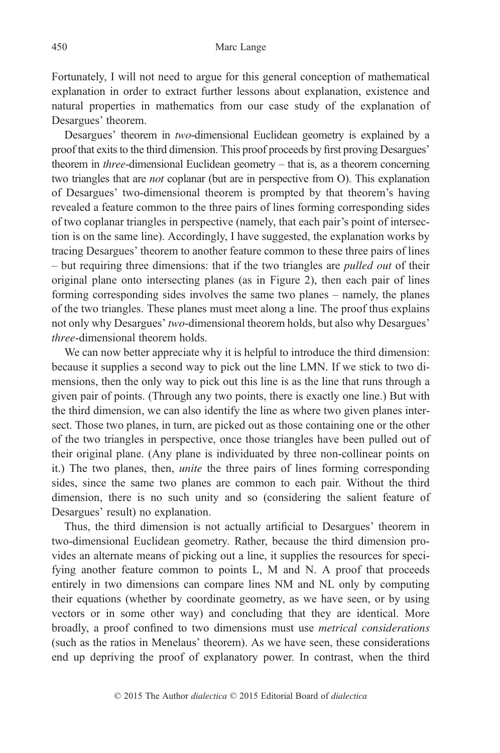Fortunately, I will not need to argue for this general conception of mathematical explanation in order to extract further lessons about explanation, existence and natural properties in mathematics from our case study of the explanation of Desargues' theorem.

Desargues' theorem in *two*-dimensional Euclidean geometry is explained by a proof that exits to the third dimension. This proof proceeds by first proving Desargues' theorem in *three*-dimensional Euclidean geometry – that is, as a theorem concerning two triangles that are *not* coplanar (but are in perspective from O). This explanation of Desargues' two-dimensional theorem is prompted by that theorem's having revealed a feature common to the three pairs of lines forming corresponding sides of two coplanar triangles in perspective (namely, that each pair's point of intersection is on the same line). Accordingly, I have suggested, the explanation works by tracing Desargues' theorem to another feature common to these three pairs of lines – but requiring three dimensions: that if the two triangles are *pulled out* of their original plane onto intersecting planes (as in Figure 2), then each pair of lines forming corresponding sides involves the same two planes – namely, the planes of the two triangles. These planes must meet along a line. The proof thus explains not only why Desargues' *two*-dimensional theorem holds, but also why Desargues' *three*-dimensional theorem holds.

We can now better appreciate why it is helpful to introduce the third dimension: because it supplies a second way to pick out the line LMN. If we stick to two dimensions, then the only way to pick out this line is as the line that runs through a given pair of points. (Through any two points, there is exactly one line.) But with the third dimension, we can also identify the line as where two given planes intersect. Those two planes, in turn, are picked out as those containing one or the other of the two triangles in perspective, once those triangles have been pulled out of their original plane. (Any plane is individuated by three non-collinear points on it.) The two planes, then, *unite* the three pairs of lines forming corresponding sides, since the same two planes are common to each pair. Without the third dimension, there is no such unity and so (considering the salient feature of Desargues' result) no explanation.

Thus, the third dimension is not actually artificial to Desargues' theorem in two-dimensional Euclidean geometry. Rather, because the third dimension provides an alternate means of picking out a line, it supplies the resources for specifying another feature common to points L, M and N. A proof that proceeds entirely in two dimensions can compare lines NM and NL only by computing their equations (whether by coordinate geometry, as we have seen, or by using vectors or in some other way) and concluding that they are identical. More broadly, a proof confined to two dimensions must use *metrical considerations* (such as the ratios in Menelaus' theorem). As we have seen, these considerations end up depriving the proof of explanatory power. In contrast, when the third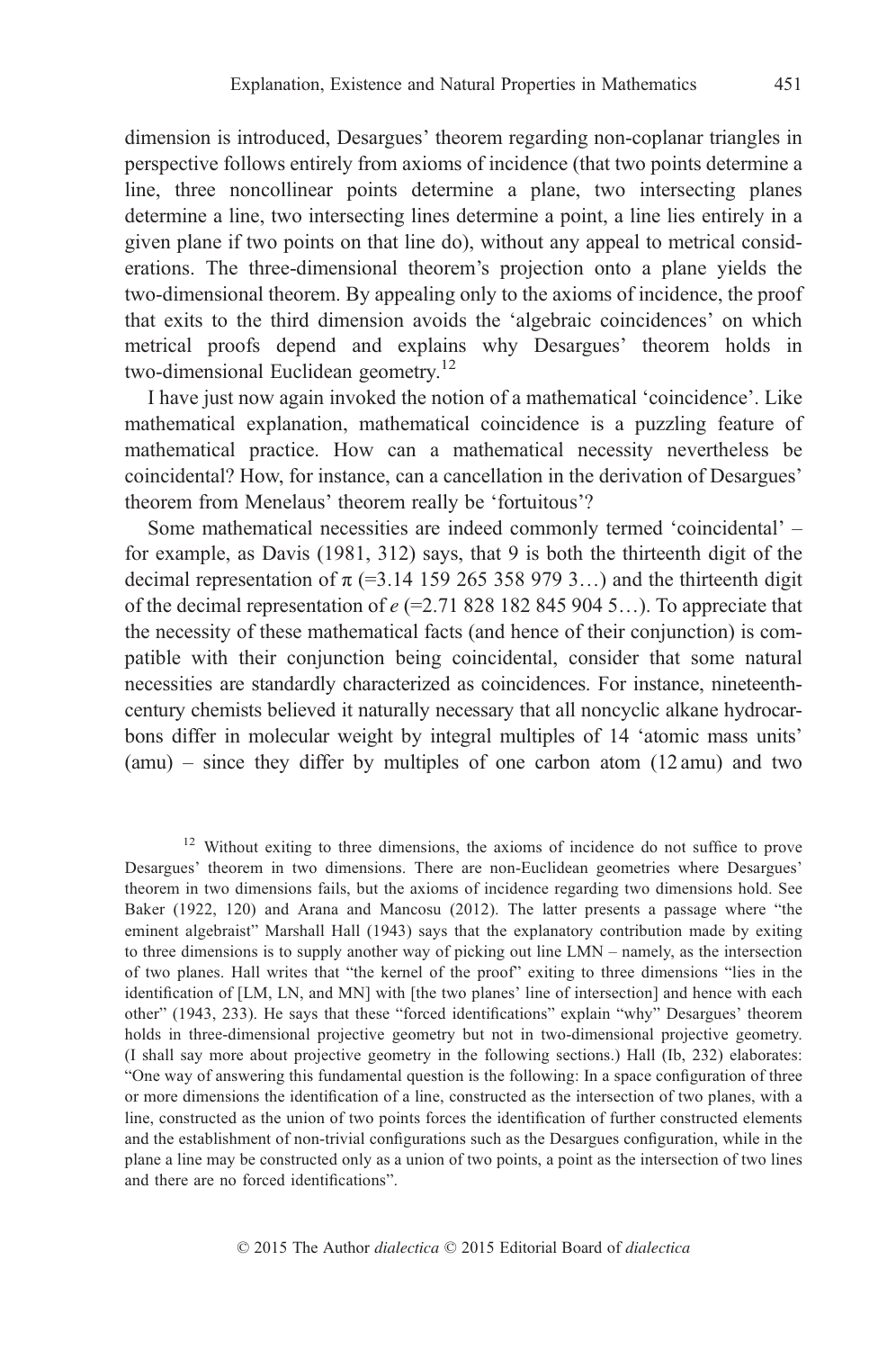dimension is introduced, Desargues' theorem regarding non-coplanar triangles in perspective follows entirely from axioms of incidence (that two points determine a line, three noncollinear points determine a plane, two intersecting planes determine a line, two intersecting lines determine a point, a line lies entirely in a given plane if two points on that line do), without any appeal to metrical considerations. The three-dimensional theorem's projection onto a plane yields the two-dimensional theorem. By appealing only to the axioms of incidence, the proof that exits to the third dimension avoids the 'algebraic coincidences' on which metrical proofs depend and explains why Desargues' theorem holds in two-dimensional Euclidean geometry.[12]

I have just now again invoked the notion of a mathematical 'coincidence'. Like mathematical explanation, mathematical coincidence is a puzzling feature of mathematical practice. How can a mathematical necessity nevertheless be coincidental? How, for instance, can a cancellation in the derivation of Desargues' theorem from Menelaus' theorem really be 'fortuitous'?

Some mathematical necessities are indeed commonly termed 'coincidental' – for example, as Davis (1981, 312) says, that 9 is both the thirteenth digit of the decimal representation of $\pi$ (=3.14 159 265 358 979 3…) and the thirteenth digit of the decimal representation of $e$ (=2.71 828 182 845 904 5…). To appreciate that the necessity of these mathematical facts (and hence of their conjunction) is compatible with their conjunction being coincidental, consider that some natural necessities are standardly characterized as coincidences. For instance, nineteenth-century chemists believed it naturally necessary that all noncyclic alkane hydrocarbons differ in molecular weight by integral multiples of 14 'atomic mass units' (amu) – since they differ by multiples of one carbon atom (12 amu) and two

[12] Without exiting to three dimensions, the axioms of incidence do not suffice to prove Desargues' theorem in two dimensions. There are non-Euclidean geometries where Desargues' theorem in two dimensions fails, but the axioms of incidence regarding two dimensions hold. See Baker (1922, 120) and Arana and Mancosu (2012). The latter presents a passage where "the eminent algebraist" Marshall Hall (1943) says that the explanatory contribution made by exiting to three dimensions is to supply another way of picking out line LMN – namely, as the intersection of two planes. Hall writes that "the kernel of the proof" exiting to three dimensions "lies in the identification of [LM, LN, and MN] with [the two planes' line of intersection] and hence with each other" (1943, 233). He says that these "forced identifications" explain "why" Desargues' theorem holds in three-dimensional projective geometry but not in two-dimensional projective geometry. (I shall say more about projective geometry in the following sections.) Hall (Ib, 232) elaborates: "One way of answering this fundamental question is the following: In a space configuration of three or more dimensions the identification of a line, constructed as the intersection of two planes, with a line, constructed as the union of two points forces the identification of further constructed elements and the establishment of non-trivial configurations such as the Desargues configuration, while in the plane a line may be constructed only as a union of two points, a point as the intersection of two lines and there are no forced identifications".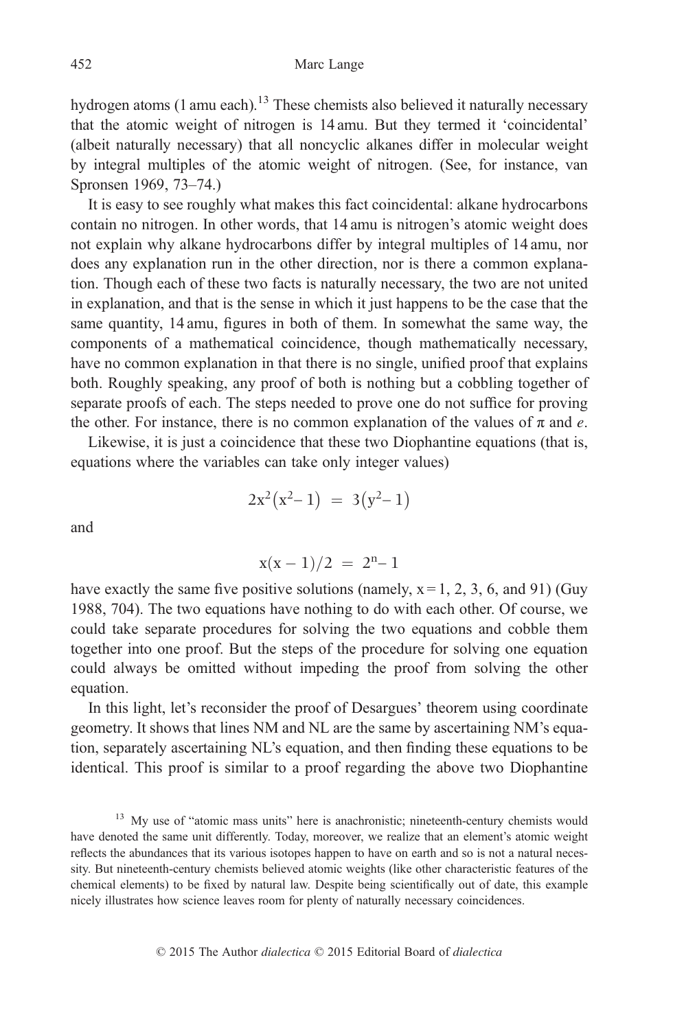hydrogen atoms (1 amu each).[13] These chemists also believed it naturally necessary that the atomic weight of nitrogen is 14 amu. But they termed it 'coincidental' (albeit naturally necessary) that all noncyclic alkanes differ in molecular weight by integral multiples of the atomic weight of nitrogen. (See, for instance, van Spronsen 1969, 73–74.)

It is easy to see roughly what makes this fact coincidental: alkane hydrocarbons contain no nitrogen. In other words, that 14 amu is nitrogen's atomic weight does not explain why alkane hydrocarbons differ by integral multiples of 14 amu, nor does any explanation run in the other direction, nor is there a common explanation. Though each of these two facts is naturally necessary, the two are not united in explanation, and that is the sense in which it just happens to be the case that the same quantity, 14 amu, figures in both of them. In somewhat the same way, the components of a mathematical coincidence, though mathematically necessary, have no common explanation in that there is no single, unified proof that explains both. Roughly speaking, any proof of both is nothing but a cobbling together of separate proofs of each. The steps needed to prove one do not suffice for proving the other. For instance, there is no common explanation of the values of $\pi$ and $e$.

Likewise, it is just a coincidence that these two Diophantine equations (that is, equations where the variables can take only integer values)

$$2x^2(x^2-1) = 3(y^2-1)$$

and

$$x(x-1)/2 = 2^n-1$$

have exactly the same five positive solutions (namely, $x = 1, 2, 3, 6$, and $91$) (Guy 1988, 704). The two equations have nothing to do with each other. Of course, we could take separate procedures for solving the two equations and cobble them together into one proof. But the steps of the procedure for solving one equation could always be omitted without impeding the proof from solving the other equation.

In this light, let's reconsider the proof of Desargues' theorem using coordinate geometry. It shows that lines NM and NL are the same by ascertaining NM's equation, separately ascertaining NL's equation, and then finding these equations to be identical. This proof is similar to a proof regarding the above two Diophantine

[13] My use of "atomic mass units" here is anachronistic; nineteenth-century chemists would have denoted the same unit differently. Today, moreover, we realize that an element's atomic weight reflects the abundances that its various isotopes happen to have on earth and so is not a natural necessity. But nineteenth-century chemists believed atomic weights (like other characteristic features of the chemical elements) to be fixed by natural law. Despite being scientifically out of date, this example nicely illustrates how science leaves room for plenty of naturally necessary coincidences.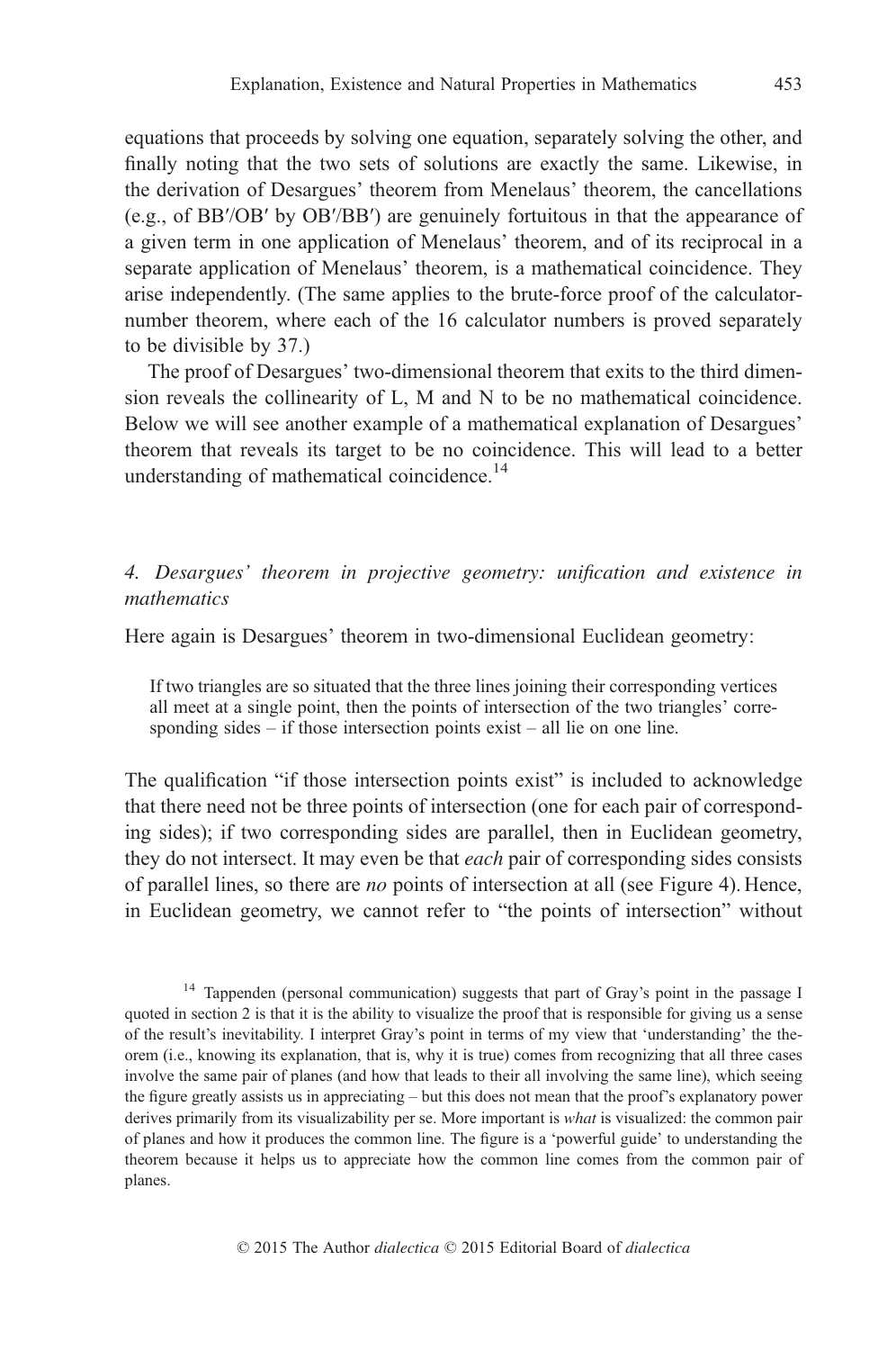equations that proceeds by solving one equation, separately solving the other, and finally noting that the two sets of solutions are exactly the same. Likewise, in the derivation of Desargues' theorem from Menelaus' theorem, the cancellations (e.g., of BB′/OB′ by OB′/BB′) are genuinely fortuitous in that the appearance of a given term in one application of Menelaus' theorem, and of its reciprocal in a separate application of Menelaus' theorem, is a mathematical coincidence. They arise independently. (The same applies to the brute-force proof of the calculator-number theorem, where each of the 16 calculator numbers is proved separately to be divisible by 37.)

The proof of Desargues' two-dimensional theorem that exits to the third dimension reveals the collinearity of L, M and N to be no mathematical coincidence. Below we will see another example of a mathematical explanation of Desargues' theorem that reveals its target to be no coincidence. This will lead to a better understanding of mathematical coincidence.[14]

### *4. Desargues' theorem in projective geometry: unification and existence in mathematics*

Here again is Desargues' theorem in two-dimensional Euclidean geometry:

> If two triangles are so situated that the three lines joining their corresponding vertices all meet at a single point, then the points of intersection of the two triangles' corresponding sides – if those intersection points exist – all lie on one line.

The qualification "if those intersection points exist" is included to acknowledge that there need not be three points of intersection (one for each pair of corresponding sides); if two corresponding sides are parallel, then in Euclidean geometry, they do not intersect. It may even be that *each* pair of corresponding sides consists of parallel lines, so there are *no* points of intersection at all (see Figure 4). Hence, in Euclidean geometry, we cannot refer to "the points of intersection" without

[14] Tappenden (personal communication) suggests that part of Gray's point in the passage I quoted in section 2 is that it is the ability to visualize the proof that is responsible for giving us a sense of the result's inevitability. I interpret Gray's point in terms of my view that 'understanding' the theorem (i.e., knowing its explanation, that is, why it is true) comes from recognizing that all three cases involve the same pair of planes (and how that leads to their all involving the same line), which seeing the figure greatly assists us in appreciating – but this does not mean that the proof's explanatory power derives primarily from its visualizability per se. More important is *what* is visualized: the common pair of planes and how it produces the common line. The figure is a 'powerful guide' to understanding the theorem because it helps us to appreciate how the common line comes from the common pair of planes.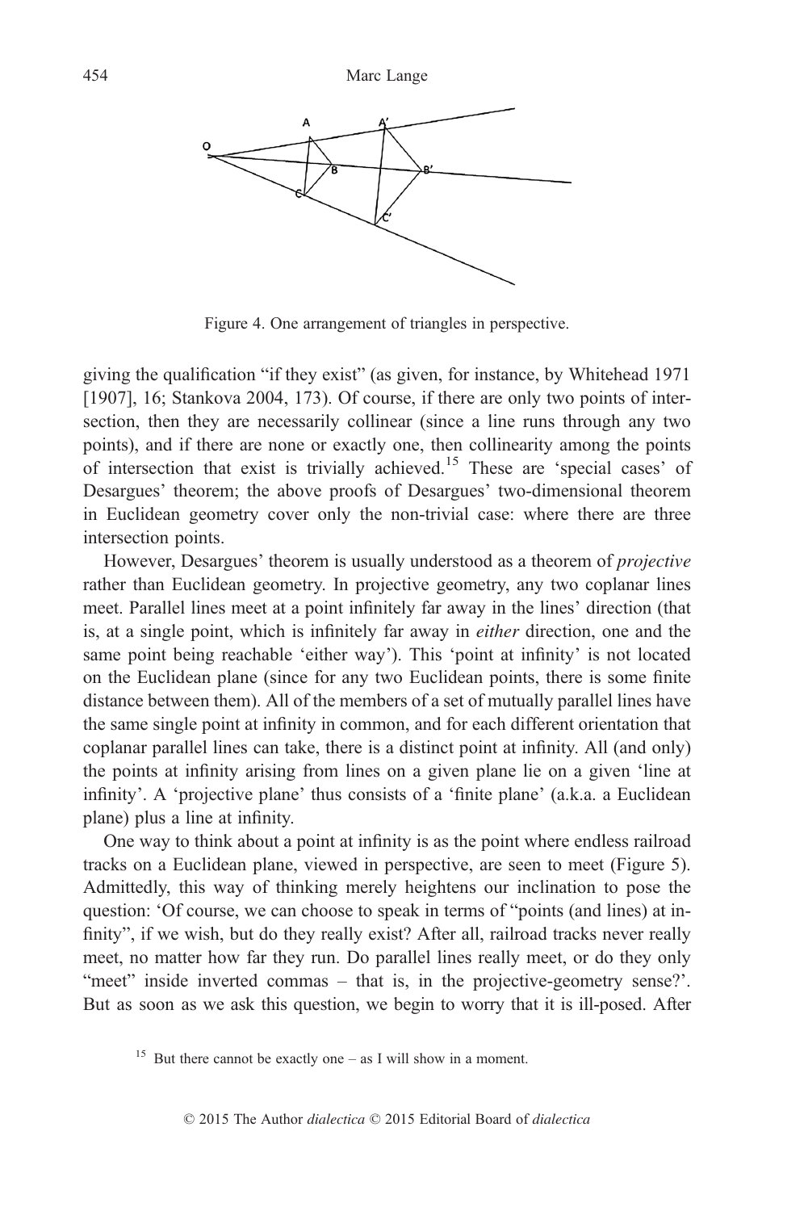Figure 4. One arrangement of triangles in perspective.

giving the qualification "if they exist" (as given, for instance, by Whitehead 1971 [1907], 16; Stankova 2004, 173). Of course, if there are only two points of intersection, then they are necessarily collinear (since a line runs through any two points), and if there are none or exactly one, then collinearity among the points of intersection that exist is trivially achieved.[15] These are 'special cases' of Desargues' theorem; the above proofs of Desargues' two-dimensional theorem in Euclidean geometry cover only the non-trivial case: where there are three intersection points.

However, Desargues' theorem is usually understood as a theorem of *projective* rather than Euclidean geometry. In projective geometry, any two coplanar lines meet. Parallel lines meet at a point infinitely far away in the lines' direction (that is, at a single point, which is infinitely far away in *either* direction, one and the same point being reachable 'either way'). This 'point at infinity' is not located on the Euclidean plane (since for any two Euclidean points, there is some finite distance between them). All of the members of a set of mutually parallel lines have the same single point at infinity in common, and for each different orientation that coplanar parallel lines can take, there is a distinct point at infinity. All (and only) the points at infinity arising from lines on a given plane lie on a given 'line at infinity'. A 'projective plane' thus consists of a 'finite plane' (a.k.a. a Euclidean plane) plus a line at infinity.

One way to think about a point at infinity is as the point where endless railroad tracks on a Euclidean plane, viewed in perspective, are seen to meet (Figure 5). Admittedly, this way of thinking merely heightens our inclination to pose the question: 'Of course, we can choose to speak in terms of "points (and lines) at infinity", if we wish, but do they really exist? After all, railroad tracks never really meet, no matter how far they run. Do parallel lines really meet, or do they only "meet" inside inverted commas – that is, in the projective-geometry sense?'. But as soon as we ask this question, we begin to worry that it is ill-posed. After

[15] But there cannot be exactly one – as I will show in a moment.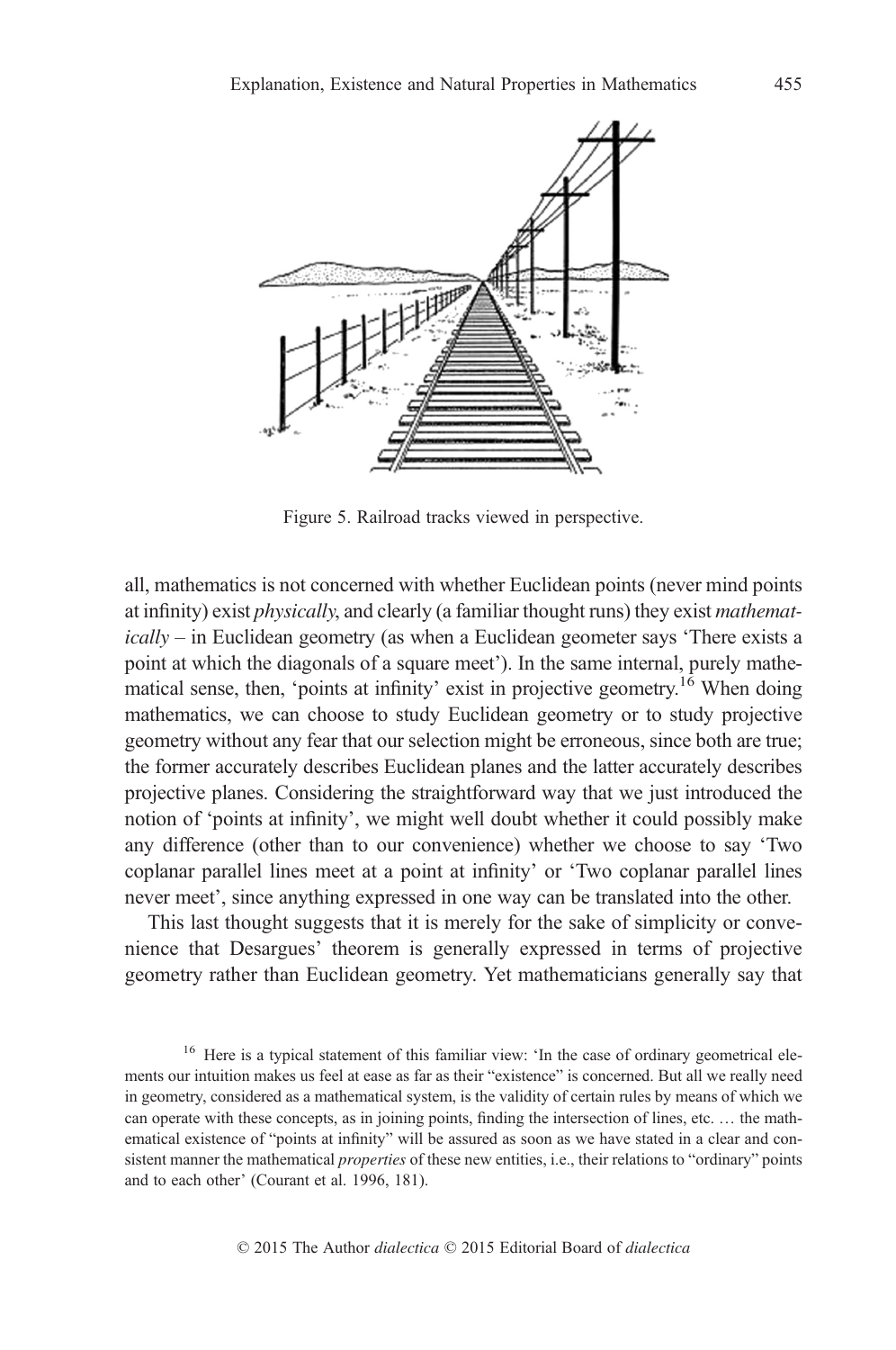Figure 5. Railroad tracks viewed in perspective.

all, mathematics is not concerned with whether Euclidean points (never mind points at infinity) exist *physically*, and clearly (a familiar thought runs) they exist *mathematically* – in Euclidean geometry (as when a Euclidean geometer says 'There exists a point at which the diagonals of a square meet'). In the same internal, purely mathematical sense, then, 'points at infinity' exist in projective geometry.[16] When doing mathematics, we can choose to study Euclidean geometry or to study projective geometry without any fear that our selection might be erroneous, since both are true; the former accurately describes Euclidean planes and the latter accurately describes projective planes. Considering the straightforward way that we just introduced the notion of 'points at infinity', we might well doubt whether it could possibly make any difference (other than to our convenience) whether we choose to say 'Two coplanar parallel lines meet at a point at infinity' or 'Two coplanar parallel lines never meet', since anything expressed in one way can be translated into the other.

This last thought suggests that it is merely for the sake of simplicity or convenience that Desargues' theorem is generally expressed in terms of projective geometry rather than Euclidean geometry. Yet mathematicians generally say that

[16] Here is a typical statement of this familiar view: 'In the case of ordinary geometrical elements our intuition makes us feel at ease as far as their "existence" is concerned. But all we really need in geometry, considered as a mathematical system, is the validity of certain rules by means of which we can operate with these concepts, as in joining points, finding the intersection of lines, etc. … the mathematical existence of "points at infinity" will be assured as soon as we have stated in a clear and consistent manner the mathematical *properties* of these new entities, i.e., their relations to "ordinary" points and to each other' (Courant et al. 1996, 181).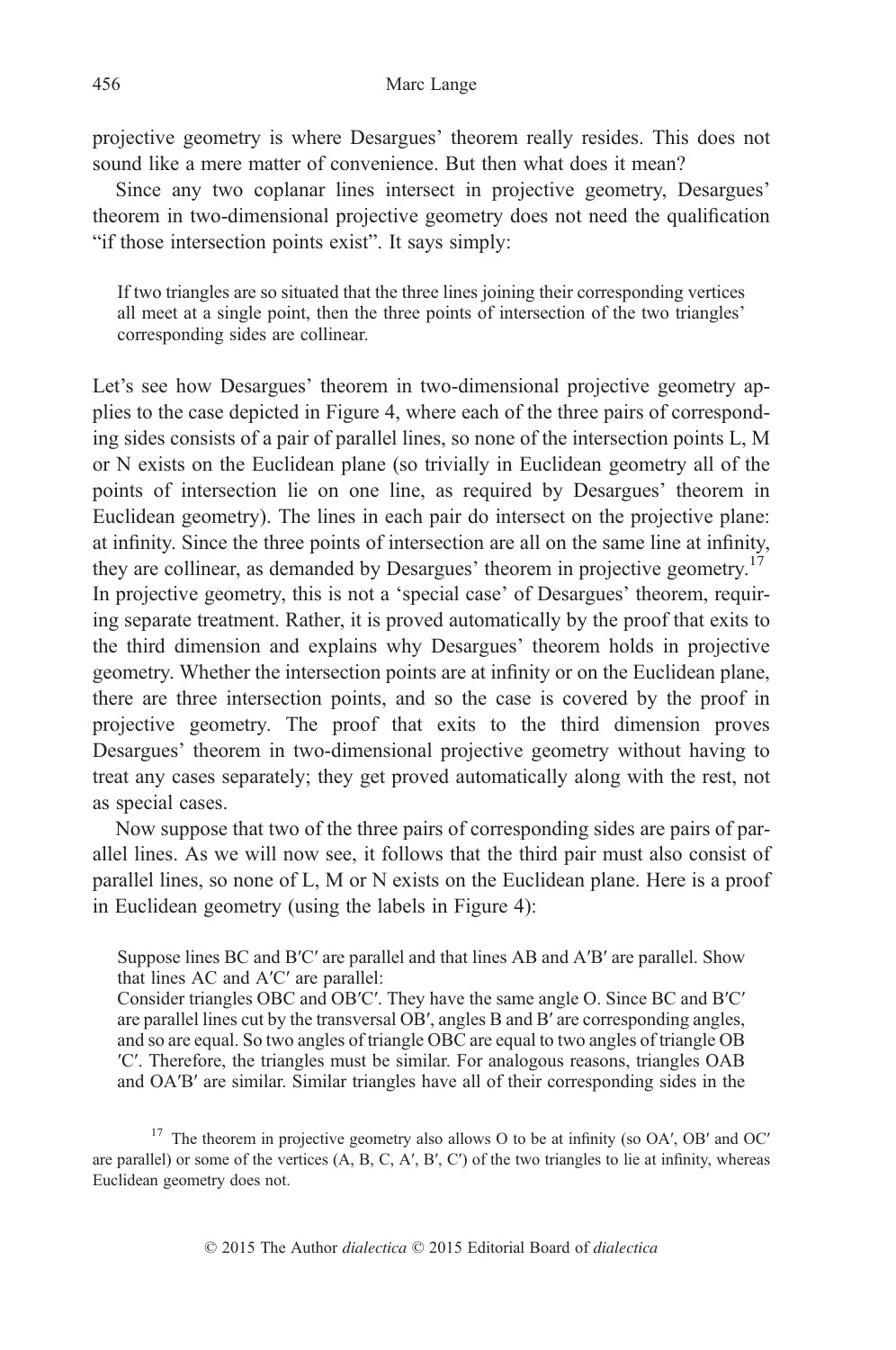projective geometry is where Desargues' theorem really resides. This does not sound like a mere matter of convenience. But then what does it mean?

Since any two coplanar lines intersect in projective geometry, Desargues' theorem in two-dimensional projective geometry does not need the qualification "if those intersection points exist". It says simply:

> If two triangles are so situated that the three lines joining their corresponding vertices all meet at a single point, then the three points of intersection of the two triangles' corresponding sides are collinear.

Let's see how Desargues' theorem in two-dimensional projective geometry applies to the case depicted in Figure 4, where each of the three pairs of corresponding sides consists of a pair of parallel lines, so none of the intersection points L, M or N exists on the Euclidean plane (so trivially in Euclidean geometry all of the points of intersection lie on one line, as required by Desargues' theorem in Euclidean geometry). The lines in each pair do intersect on the projective plane: at infinity. Since the three points of intersection are all on the same line at infinity, they are collinear, as demanded by Desargues' theorem in projective geometry.[17] In projective geometry, this is not a 'special case' of Desargues' theorem, requiring separate treatment. Rather, it is proved automatically by the proof that exits to the third dimension and explains why Desargues' theorem holds in projective geometry. Whether the intersection points are at infinity or on the Euclidean plane, there are three intersection points, and so the case is covered by the proof in projective geometry. The proof that exits to the third dimension proves Desargues' theorem in two-dimensional projective geometry without having to treat any cases separately; they get proved automatically along with the rest, not as special cases.

Now suppose that two of the three pairs of corresponding sides are pairs of parallel lines. As we will now see, it follows that the third pair must also consist of parallel lines, so none of L, M or N exists on the Euclidean plane. Here is a proof in Euclidean geometry (using the labels in Figure 4):

> Suppose lines BC and B′C′ are parallel and that lines AB and A′B′ are parallel. Show that lines AC and A′C′ are parallel:
> Consider triangles OBC and OB′C′. They have the same angle O. Since BC and B′C′ are parallel lines cut by the transversal OB′, angles B and B′ are corresponding angles, and so are equal. So two angles of triangle OBC are equal to two angles of triangle OB′C′. Therefore, the triangles must be similar. For analogous reasons, triangles OAB and OA′B′ are similar. Similar triangles have all of their corresponding sides in the

[17] The theorem in projective geometry also allows O to be at infinity (so OA′, OB′ and OC′ are parallel) or some of the vertices (A, B, C, A′, B′, C′) of the two triangles to lie at infinity, whereas Euclidean geometry does not.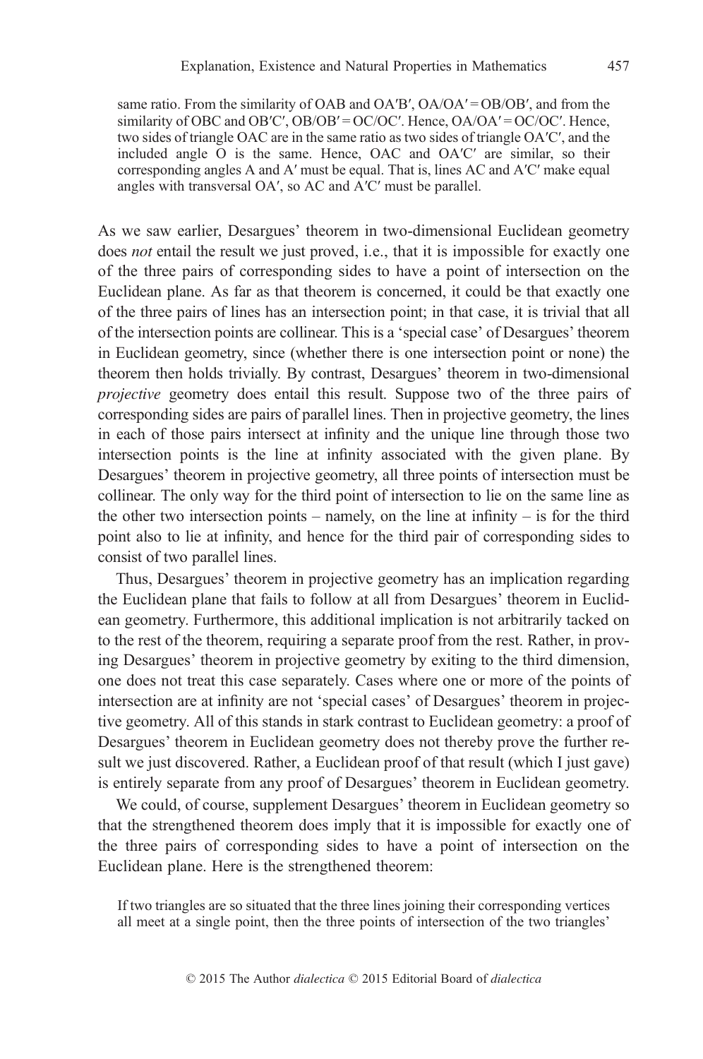> same ratio. From the similarity of OAB and OA′B′, OA/OA′ = OB/OB′, and from the similarity of OBC and OB′C′, OB/OB′ = OC/OC′. Hence, OA/OA′ = OC/OC′. Hence, two sides of triangle OAC are in the same ratio as two sides of triangle OA′C′, and the included angle O is the same. Hence, OAC and OA′C′ are similar, so their corresponding angles A and A′ must be equal. That is, lines AC and A′C′ make equal angles with transversal OA′, so AC and A′C′ must be parallel.

As we saw earlier, Desargues' theorem in two-dimensional Euclidean geometry does *not* entail the result we just proved, i.e., that it is impossible for exactly one of the three pairs of corresponding sides to have a point of intersection on the Euclidean plane. As far as that theorem is concerned, it could be that exactly one of the three pairs of lines has an intersection point; in that case, it is trivial that all of the intersection points are collinear. This is a 'special case' of Desargues' theorem in Euclidean geometry, since (whether there is one intersection point or none) the theorem then holds trivially. By contrast, Desargues' theorem in two-dimensional *projective* geometry does entail this result. Suppose two of the three pairs of corresponding sides are pairs of parallel lines. Then in projective geometry, the lines in each of those pairs intersect at infinity and the unique line through those two intersection points is the line at infinity associated with the given plane. By Desargues' theorem in projective geometry, all three points of intersection must be collinear. The only way for the third point of intersection to lie on the same line as the other two intersection points – namely, on the line at infinity – is for the third point also to lie at infinity, and hence for the third pair of corresponding sides to consist of two parallel lines.

Thus, Desargues' theorem in projective geometry has an implication regarding the Euclidean plane that fails to follow at all from Desargues' theorem in Euclidean geometry. Furthermore, this additional implication is not arbitrarily tacked on to the rest of the theorem, requiring a separate proof from the rest. Rather, in proving Desargues' theorem in projective geometry by exiting to the third dimension, one does not treat this case separately. Cases where one or more of the points of intersection are at infinity are not 'special cases' of Desargues' theorem in projective geometry. All of this stands in stark contrast to Euclidean geometry: a proof of Desargues' theorem in Euclidean geometry does not thereby prove the further result we just discovered. Rather, a Euclidean proof of that result (which I just gave) is entirely separate from any proof of Desargues' theorem in Euclidean geometry.

We could, of course, supplement Desargues' theorem in Euclidean geometry so that the strengthened theorem does imply that it is impossible for exactly one of the three pairs of corresponding sides to have a point of intersection on the Euclidean plane. Here is the strengthened theorem:

> If two triangles are so situated that the three lines joining their corresponding vertices all meet at a single point, then the three points of intersection of the two triangles'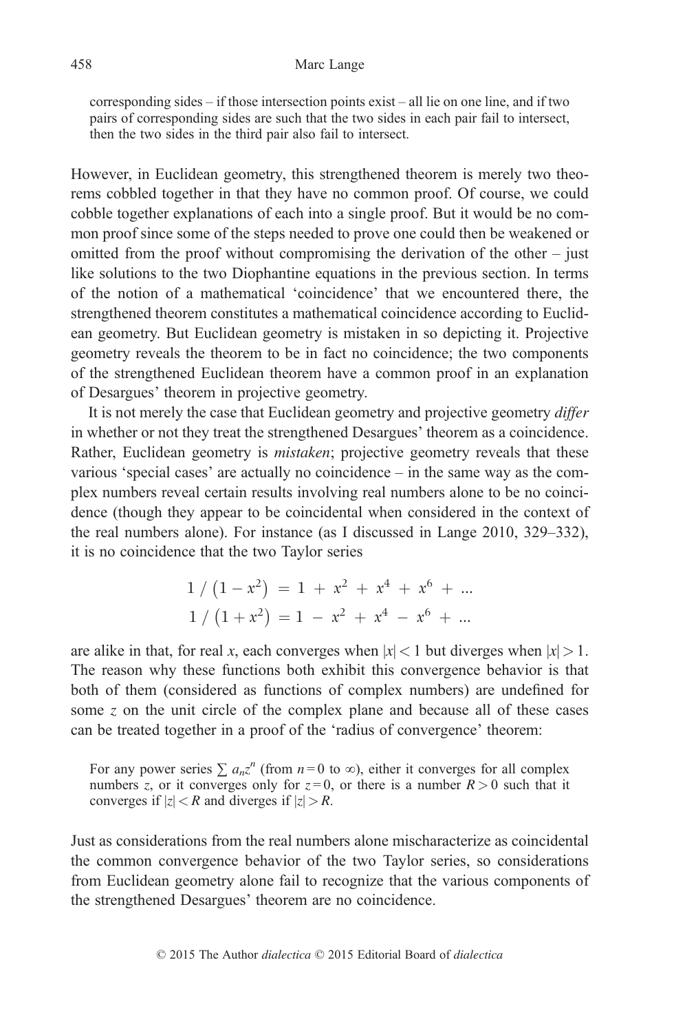corresponding sides – if those intersection points exist – all lie on one line, and if two pairs of corresponding sides are such that the two sides in each pair fail to intersect, then the two sides in the third pair also fail to intersect.

However, in Euclidean geometry, this strengthened theorem is merely two theorems cobbled together in that they have no common proof. Of course, we could cobble together explanations of each into a single proof. But it would be no common proof since some of the steps needed to prove one could then be weakened or omitted from the proof without compromising the derivation of the other – just like solutions to the two Diophantine equations in the previous section. In terms of the notion of a mathematical 'coincidence' that we encountered there, the strengthened theorem constitutes a mathematical coincidence according to Euclidean geometry. But Euclidean geometry is mistaken in so depicting it. Projective geometry reveals the theorem to be in fact no coincidence; the two components of the strengthened Euclidean theorem have a common proof in an explanation of Desargues' theorem in projective geometry.

It is not merely the case that Euclidean geometry and projective geometry *differ* in whether or not they treat the strengthened Desargues' theorem as a coincidence. Rather, Euclidean geometry is *mistaken*; projective geometry reveals that these various 'special cases' are actually no coincidence – in the same way as the complex numbers reveal certain results involving real numbers alone to be no coincidence (though they appear to be coincidental when considered in the context of the real numbers alone). For instance (as I discussed in Lange 2010, 329–332), it is no coincidence that the two Taylor series

$$1 / \left(1 - x^2\right) = 1 + x^2 + x^4 + x^6 + \ldots$$
$$1 / \left(1 + x^2\right) = 1 - x^2 + x^4 - x^6 + \ldots$$

are alike in that, for real $x$, each converges when $|x| < 1$ but diverges when $|x| > 1$. The reason why these functions both exhibit this convergence behavior is that both of them (considered as functions of complex numbers) are undefined for some $z$ on the unit circle of the complex plane and because all of these cases can be treated together in a proof of the 'radius of convergence' theorem:

For any power series $\sum a_n z^n$ (from $n = 0$ to $\infty$), either it converges for all complex numbers $z$, or it converges only for $z = 0$, or there is a number $R > 0$ such that it converges if $|z| < R$ and diverges if $|z| > R$.

Just as considerations from the real numbers alone mischaracterize as coincidental the common convergence behavior of the two Taylor series, so considerations from Euclidean geometry alone fail to recognize that the various components of the strengthened Desargues' theorem are no coincidence.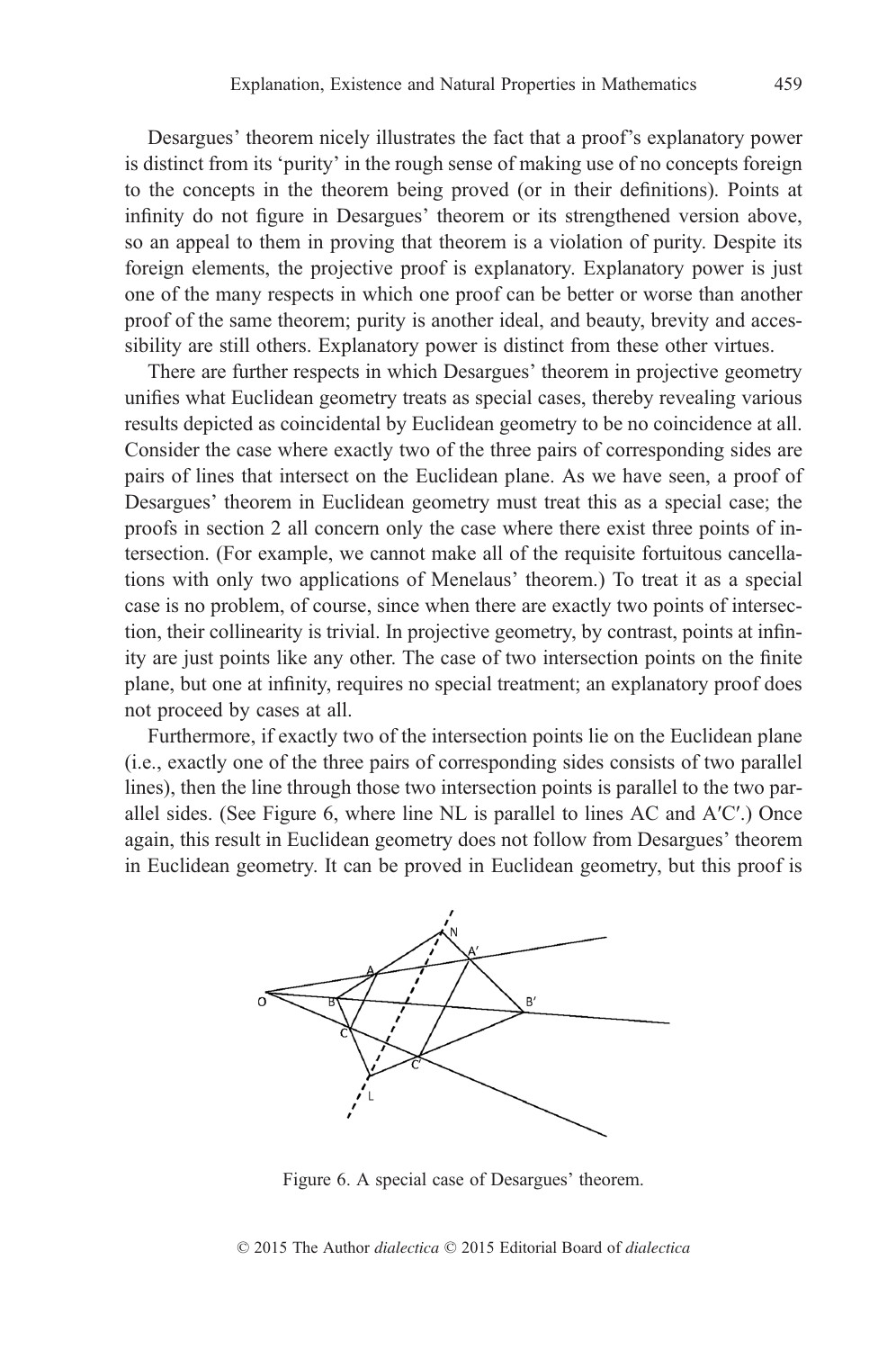Desargues' theorem nicely illustrates the fact that a proof's explanatory power is distinct from its 'purity' in the rough sense of making use of no concepts foreign to the concepts in the theorem being proved (or in their definitions). Points at infinity do not figure in Desargues' theorem or its strengthened version above, so an appeal to them in proving that theorem is a violation of purity. Despite its foreign elements, the projective proof is explanatory. Explanatory power is just one of the many respects in which one proof can be better or worse than another proof of the same theorem; purity is another ideal, and beauty, brevity and accessibility are still others. Explanatory power is distinct from these other virtues.

There are further respects in which Desargues' theorem in projective geometry unifies what Euclidean geometry treats as special cases, thereby revealing various results depicted as coincidental by Euclidean geometry to be no coincidence at all. Consider the case where exactly two of the three pairs of corresponding sides are pairs of lines that intersect on the Euclidean plane. As we have seen, a proof of Desargues' theorem in Euclidean geometry must treat this as a special case; the proofs in section 2 all concern only the case where there exist three points of intersection. (For example, we cannot make all of the requisite fortuitous cancellations with only two applications of Menelaus' theorem.) To treat it as a special case is no problem, of course, since when there are exactly two points of intersection, their collinearity is trivial. In projective geometry, by contrast, points at infinity are just points like any other. The case of two intersection points on the finite plane, but one at infinity, requires no special treatment; an explanatory proof does not proceed by cases at all.

Furthermore, if exactly two of the intersection points lie on the Euclidean plane (i.e., exactly one of the three pairs of corresponding sides consists of two parallel lines), then the line through those two intersection points is parallel to the two parallel sides. (See Figure 6, where line NL is parallel to lines AC and A′C′.) Once again, this result in Euclidean geometry does not follow from Desargues' theorem in Euclidean geometry. It can be proved in Euclidean geometry, but this proof is

N
A′
A
O
B
B′
C
C′
L

Figure 6. A special case of Desargues' theorem.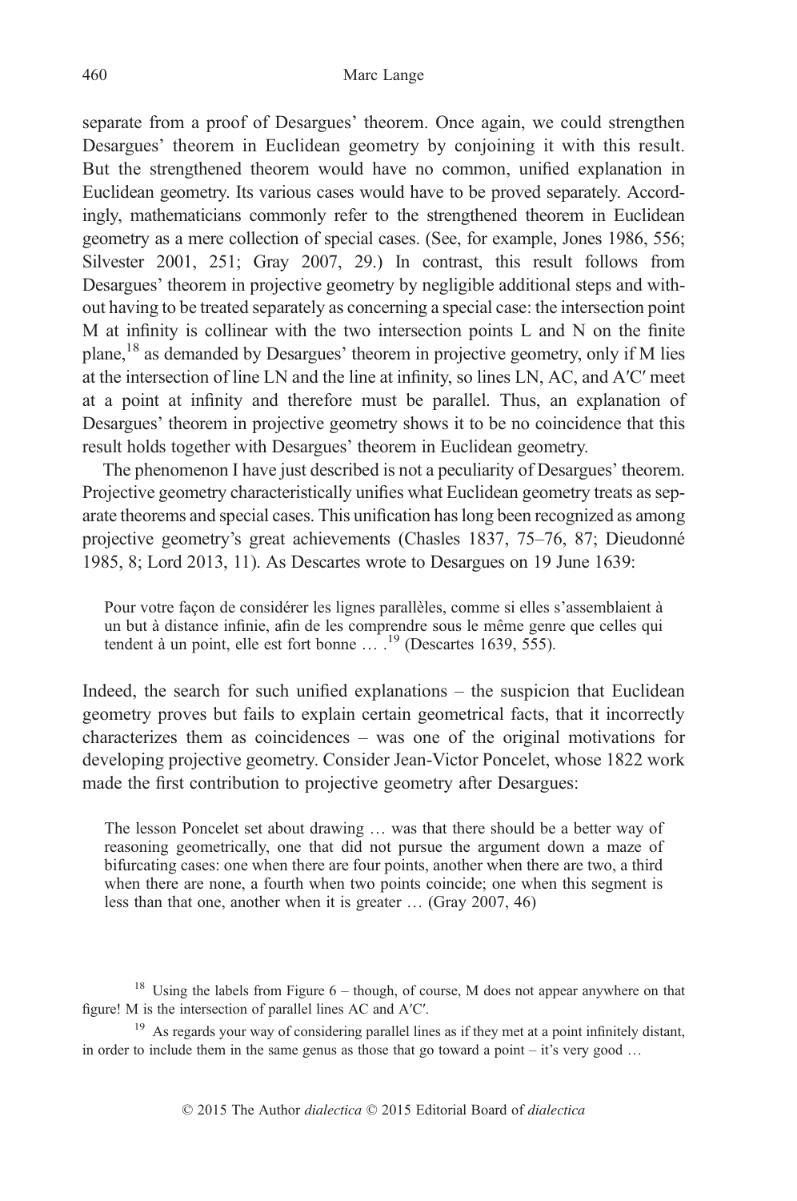separate from a proof of Desargues' theorem. Once again, we could strengthen Desargues' theorem in Euclidean geometry by conjoining it with this result. But the strengthened theorem would have no common, unified explanation in Euclidean geometry. Its various cases would have to be proved separately. Accordingly, mathematicians commonly refer to the strengthened theorem in Euclidean geometry as a mere collection of special cases. (See, for example, Jones 1986, 556; Silvester 2001, 251; Gray 2007, 29.) In contrast, this result follows from Desargues' theorem in projective geometry by negligible additional steps and without having to be treated separately as concerning a special case: the intersection point M at infinity is collinear with the two intersection points L and N on the finite plane,[18] as demanded by Desargues' theorem in projective geometry, only if M lies at the intersection of line LN and the line at infinity, so lines LN, AC, and A′C′ meet at a point at infinity and therefore must be parallel. Thus, an explanation of Desargues' theorem in projective geometry shows it to be no coincidence that this result holds together with Desargues' theorem in Euclidean geometry.

The phenomenon I have just described is not a peculiarity of Desargues' theorem. Projective geometry characteristically unifies what Euclidean geometry treats as separate theorems and special cases. This unification has long been recognized as among projective geometry's great achievements (Chasles 1837, 75–76, 87; Dieudonné 1985, 8; Lord 2013, 11). As Descartes wrote to Desargues on 19 June 1639:

> Pour votre façon de considérer les lignes parallèles, comme si elles s'assemblaient à un but à distance infinie, afin de les comprendre sous le même genre que celles qui tendent à un point, elle est fort bonne … .[19] (Descartes 1639, 555).

Indeed, the search for such unified explanations – the suspicion that Euclidean geometry proves but fails to explain certain geometrical facts, that it incorrectly characterizes them as coincidences – was one of the original motivations for developing projective geometry. Consider Jean-Victor Poncelet, whose 1822 work made the first contribution to projective geometry after Desargues:

> The lesson Poncelet set about drawing … was that there should be a better way of reasoning geometrically, one that did not pursue the argument down a maze of bifurcating cases: one when there are four points, another when there are two, a third when there are none, a fourth when two points coincide; one when this segment is less than that one, another when it is greater … (Gray 2007, 46)

[18] Using the labels from Figure 6 – though, of course, M does not appear anywhere on that figure! M is the intersection of parallel lines AC and A′C′.

[19] As regards your way of considering parallel lines as if they met at a point infinitely distant, in order to include them in the same genus as those that go toward a point – it's very good …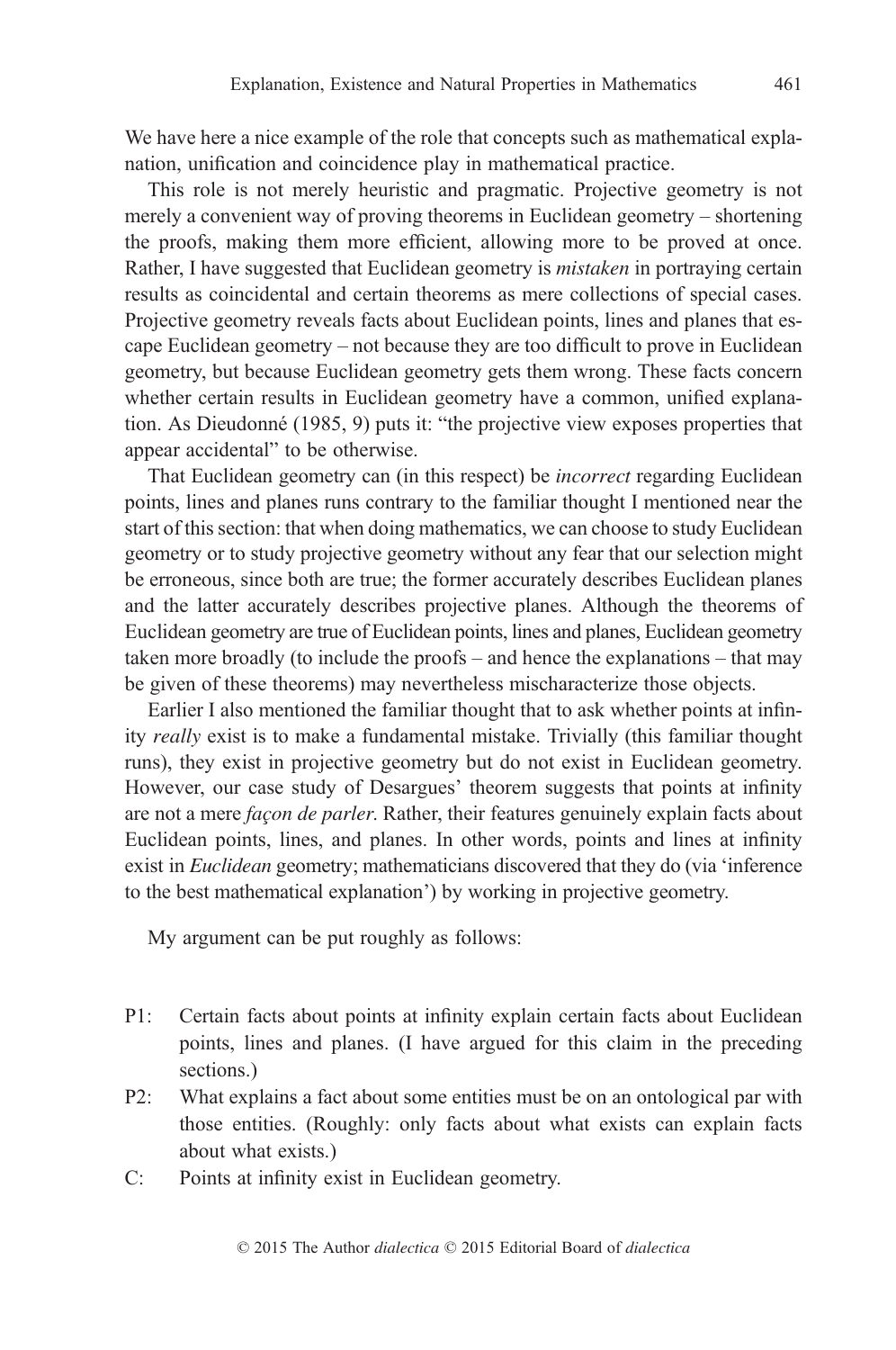We have here a nice example of the role that concepts such as mathematical explanation, unification and coincidence play in mathematical practice.

This role is not merely heuristic and pragmatic. Projective geometry is not merely a convenient way of proving theorems in Euclidean geometry – shortening the proofs, making them more efficient, allowing more to be proved at once. Rather, I have suggested that Euclidean geometry is *mistaken* in portraying certain results as coincidental and certain theorems as mere collections of special cases. Projective geometry reveals facts about Euclidean points, lines and planes that escape Euclidean geometry – not because they are too difficult to prove in Euclidean geometry, but because Euclidean geometry gets them wrong. These facts concern whether certain results in Euclidean geometry have a common, unified explanation. As Dieudonné (1985, 9) puts it: "the projective view exposes properties that appear accidental" to be otherwise.

That Euclidean geometry can (in this respect) be *incorrect* regarding Euclidean points, lines and planes runs contrary to the familiar thought I mentioned near the start of this section: that when doing mathematics, we can choose to study Euclidean geometry or to study projective geometry without any fear that our selection might be erroneous, since both are true; the former accurately describes Euclidean planes and the latter accurately describes projective planes. Although the theorems of Euclidean geometry are true of Euclidean points, lines and planes, Euclidean geometry taken more broadly (to include the proofs – and hence the explanations – that may be given of these theorems) may nevertheless mischaracterize those objects.

Earlier I also mentioned the familiar thought that to ask whether points at infinity *really* exist is to make a fundamental mistake. Trivially (this familiar thought runs), they exist in projective geometry but do not exist in Euclidean geometry. However, our case study of Desargues' theorem suggests that points at infinity are not a mere *façon de parler*. Rather, their features genuinely explain facts about Euclidean points, lines, and planes. In other words, points and lines at infinity exist in *Euclidean* geometry; mathematicians discovered that they do (via 'inference to the best mathematical explanation') by working in projective geometry.

My argument can be put roughly as follows:

P1: Certain facts about points at infinity explain certain facts about Euclidean points, lines and planes. (I have argued for this claim in the preceding sections.)

P2: What explains a fact about some entities must be on an ontological par with those entities. (Roughly: only facts about what exists can explain facts about what exists.)

C: Points at infinity exist in Euclidean geometry.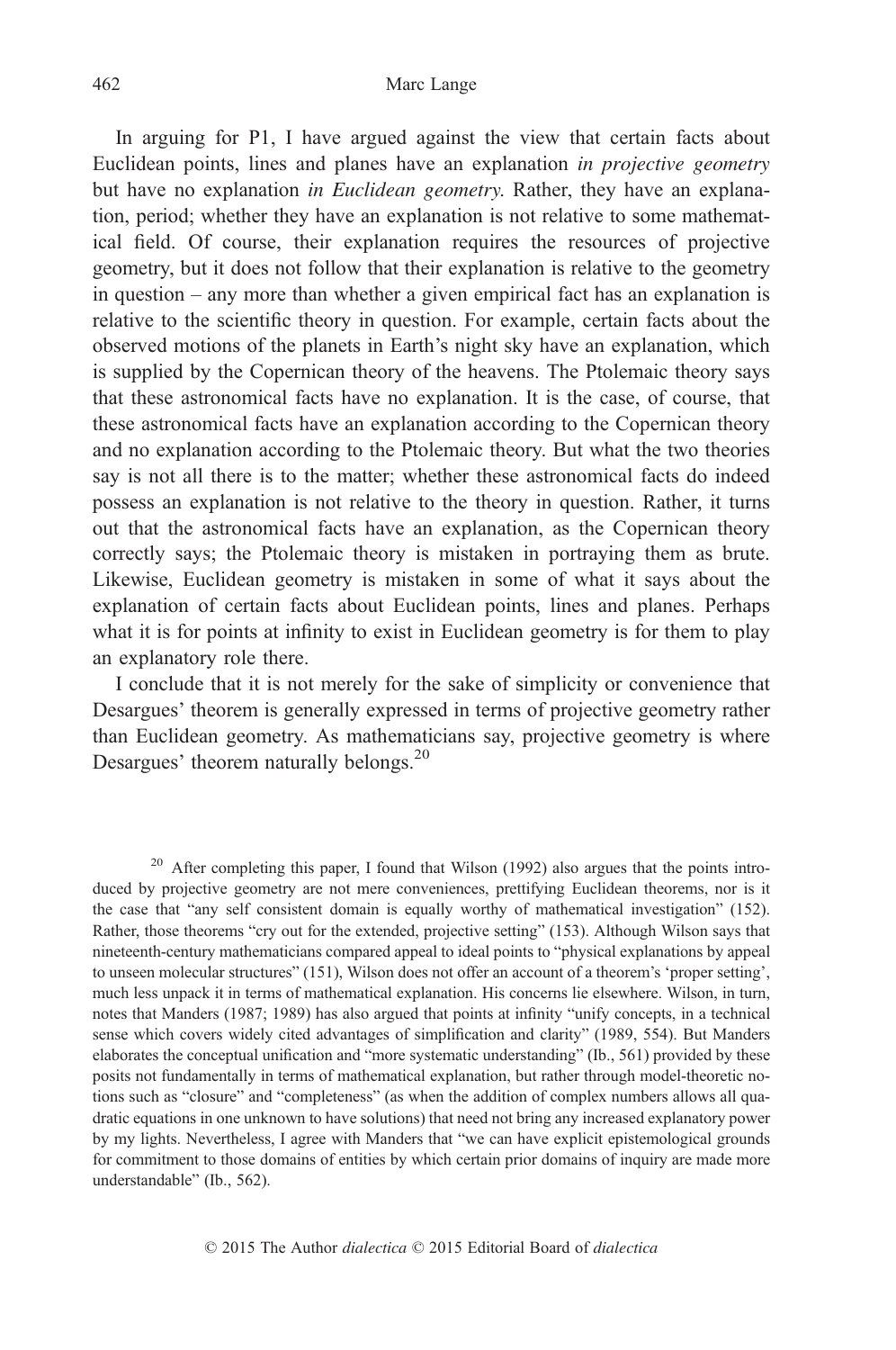In arguing for P1, I have argued against the view that certain facts about Euclidean points, lines and planes have an explanation *in projective geometry* but have no explanation *in Euclidean geometry*. Rather, they have an explanation, period; whether they have an explanation is not relative to some mathematical field. Of course, their explanation requires the resources of projective geometry, but it does not follow that their explanation is relative to the geometry in question – any more than whether a given empirical fact has an explanation is relative to the scientific theory in question. For example, certain facts about the observed motions of the planets in Earth's night sky have an explanation, which is supplied by the Copernican theory of the heavens. The Ptolemaic theory says that these astronomical facts have no explanation. It is the case, of course, that these astronomical facts have an explanation according to the Copernican theory and no explanation according to the Ptolemaic theory. But what the two theories say is not all there is to the matter; whether these astronomical facts do indeed possess an explanation is not relative to the theory in question. Rather, it turns out that the astronomical facts have an explanation, as the Copernican theory correctly says; the Ptolemaic theory is mistaken in portraying them as brute. Likewise, Euclidean geometry is mistaken in some of what it says about the explanation of certain facts about Euclidean points, lines and planes. Perhaps what it is for points at infinity to exist in Euclidean geometry is for them to play an explanatory role there.

I conclude that it is not merely for the sake of simplicity or convenience that Desargues' theorem is generally expressed in terms of projective geometry rather than Euclidean geometry. As mathematicians say, projective geometry is where Desargues' theorem naturally belongs.[20]

[20] After completing this paper, I found that Wilson (1992) also argues that the points introduced by projective geometry are not mere conveniences, prettifying Euclidean theorems, nor is it the case that "any self consistent domain is equally worthy of mathematical investigation" (152). Rather, those theorems "cry out for the extended, projective setting" (153). Although Wilson says that nineteenth-century mathematicians compared appeal to ideal points to "physical explanations by appeal to unseen molecular structures" (151), Wilson does not offer an account of a theorem's 'proper setting', much less unpack it in terms of mathematical explanation. His concerns lie elsewhere. Wilson, in turn, notes that Manders (1987; 1989) has also argued that points at infinity "unify concepts, in a technical sense which covers widely cited advantages of simplification and clarity" (1989, 554). But Manders elaborates the conceptual unification and "more systematic understanding" (Ib., 561) provided by these posits not fundamentally in terms of mathematical explanation, but rather through model-theoretic notions such as "closure" and "completeness" (as when the addition of complex numbers allows all quadratic equations in one unknown to have solutions) that need not bring any increased explanatory power by my lights. Nevertheless, I agree with Manders that "we can have explicit epistemological grounds for commitment to those domains of entities by which certain prior domains of inquiry are made more understandable" (Ib., 562).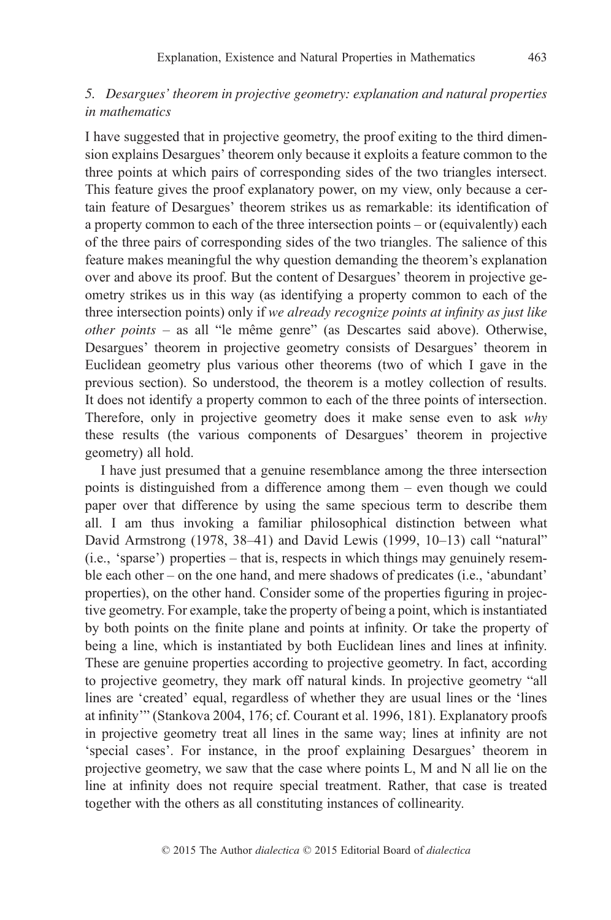## *5. Desargues' theorem in projective geometry: explanation and natural properties in mathematics*

I have suggested that in projective geometry, the proof exiting to the third dimension explains Desargues' theorem only because it exploits a feature common to the three points at which pairs of corresponding sides of the two triangles intersect. This feature gives the proof explanatory power, on my view, only because a certain feature of Desargues' theorem strikes us as remarkable: its identification of a property common to each of the three intersection points – or (equivalently) each of the three pairs of corresponding sides of the two triangles. The salience of this feature makes meaningful the why question demanding the theorem's explanation over and above its proof. But the content of Desargues' theorem in projective geometry strikes us in this way (as identifying a property common to each of the three intersection points) only if *we already recognize points at infinity as just like other points* – as all "le même genre" (as Descartes said above). Otherwise, Desargues' theorem in projective geometry consists of Desargues' theorem in Euclidean geometry plus various other theorems (two of which I gave in the previous section). So understood, the theorem is a motley collection of results. It does not identify a property common to each of the three points of intersection. Therefore, only in projective geometry does it make sense even to ask *why* these results (the various components of Desargues' theorem in projective geometry) all hold.

I have just presumed that a genuine resemblance among the three intersection points is distinguished from a difference among them – even though we could paper over that difference by using the same specious term to describe them all. I am thus invoking a familiar philosophical distinction between what David Armstrong (1978, 38–41) and David Lewis (1999, 10–13) call "natural" (i.e., 'sparse') properties – that is, respects in which things may genuinely resemble each other – on the one hand, and mere shadows of predicates (i.e., 'abundant' properties), on the other hand. Consider some of the properties figuring in projective geometry. For example, take the property of being a point, which is instantiated by both points on the finite plane and points at infinity. Or take the property of being a line, which is instantiated by both Euclidean lines and lines at infinity. These are genuine properties according to projective geometry. In fact, according to projective geometry, they mark off natural kinds. In projective geometry "all lines are 'created' equal, regardless of whether they are usual lines or the 'lines at infinity'" (Stankova 2004, 176; cf. Courant et al. 1996, 181). Explanatory proofs in projective geometry treat all lines in the same way; lines at infinity are not 'special cases'. For instance, in the proof explaining Desargues' theorem in projective geometry, we saw that the case where points L, M and N all lie on the line at infinity does not require special treatment. Rather, that case is treated together with the others as all constituting instances of collinearity.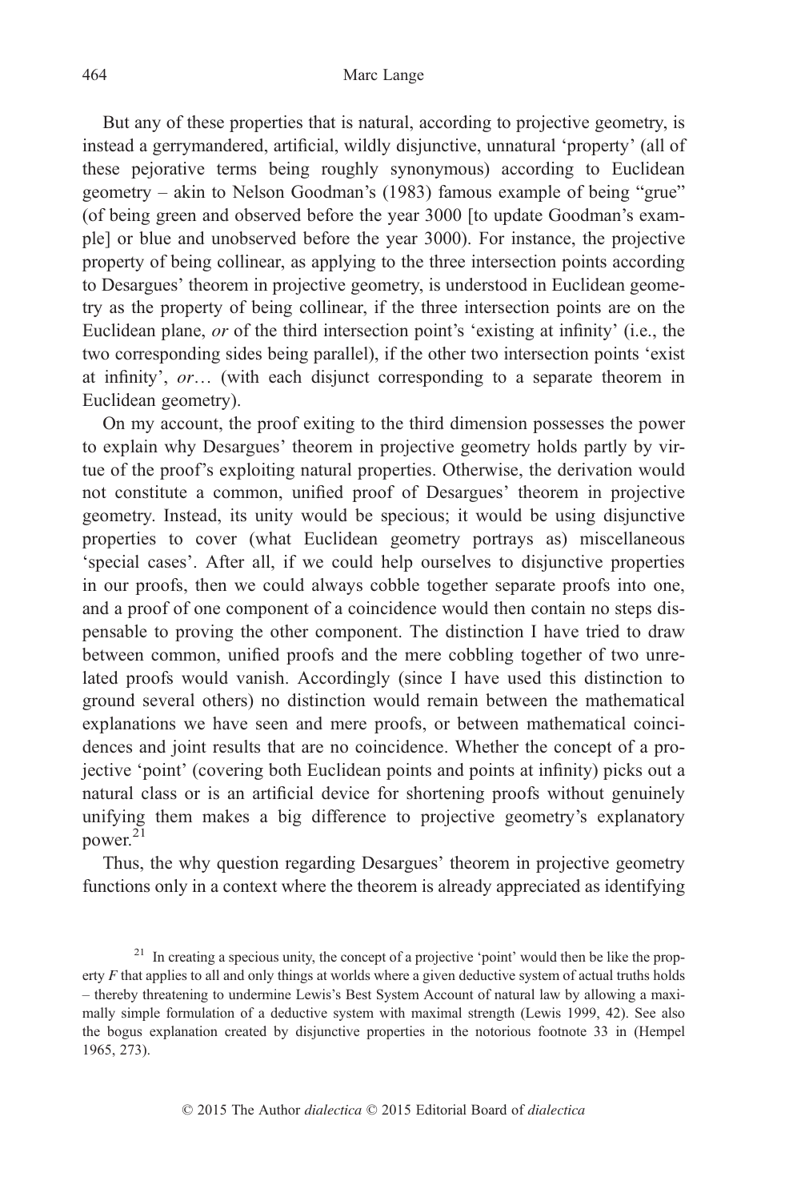But any of these properties that is natural, according to projective geometry, is instead a gerrymandered, artificial, wildly disjunctive, unnatural 'property' (all of these pejorative terms being roughly synonymous) according to Euclidean geometry – akin to Nelson Goodman's (1983) famous example of being "grue" (of being green and observed before the year 3000 [to update Goodman's example] or blue and unobserved before the year 3000). For instance, the projective property of being collinear, as applying to the three intersection points according to Desargues' theorem in projective geometry, is understood in Euclidean geometry as the property of being collinear, if the three intersection points are on the Euclidean plane, *or* of the third intersection point's 'existing at infinity' (i.e., the two corresponding sides being parallel), if the other two intersection points 'exist at infinity', *or*… (with each disjunct corresponding to a separate theorem in Euclidean geometry).

On my account, the proof exiting to the third dimension possesses the power to explain why Desargues' theorem in projective geometry holds partly by virtue of the proof's exploiting natural properties. Otherwise, the derivation would not constitute a common, unified proof of Desargues' theorem in projective geometry. Instead, its unity would be specious; it would be using disjunctive properties to cover (what Euclidean geometry portrays as) miscellaneous 'special cases'. After all, if we could help ourselves to disjunctive properties in our proofs, then we could always cobble together separate proofs into one, and a proof of one component of a coincidence would then contain no steps dispensable to proving the other component. The distinction I have tried to draw between common, unified proofs and the mere cobbling together of two unrelated proofs would vanish. Accordingly (since I have used this distinction to ground several others) no distinction would remain between the mathematical explanations we have seen and mere proofs, or between mathematical coincidences and joint results that are no coincidence. Whether the concept of a projective 'point' (covering both Euclidean points and points at infinity) picks out a natural class or is an artificial device for shortening proofs without genuinely unifying them makes a big difference to projective geometry's explanatory power.[21]

Thus, the why question regarding Desargues' theorem in projective geometry functions only in a context where the theorem is already appreciated as identifying

[21] In creating a specious unity, the concept of a projective 'point' would then be like the property *F* that applies to all and only things at worlds where a given deductive system of actual truths holds – thereby threatening to undermine Lewis's Best System Account of natural law by allowing a maximally simple formulation of a deductive system with maximal strength (Lewis 1999, 42). See also the bogus explanation created by disjunctive properties in the notorious footnote 33 in (Hempel 1965, 273).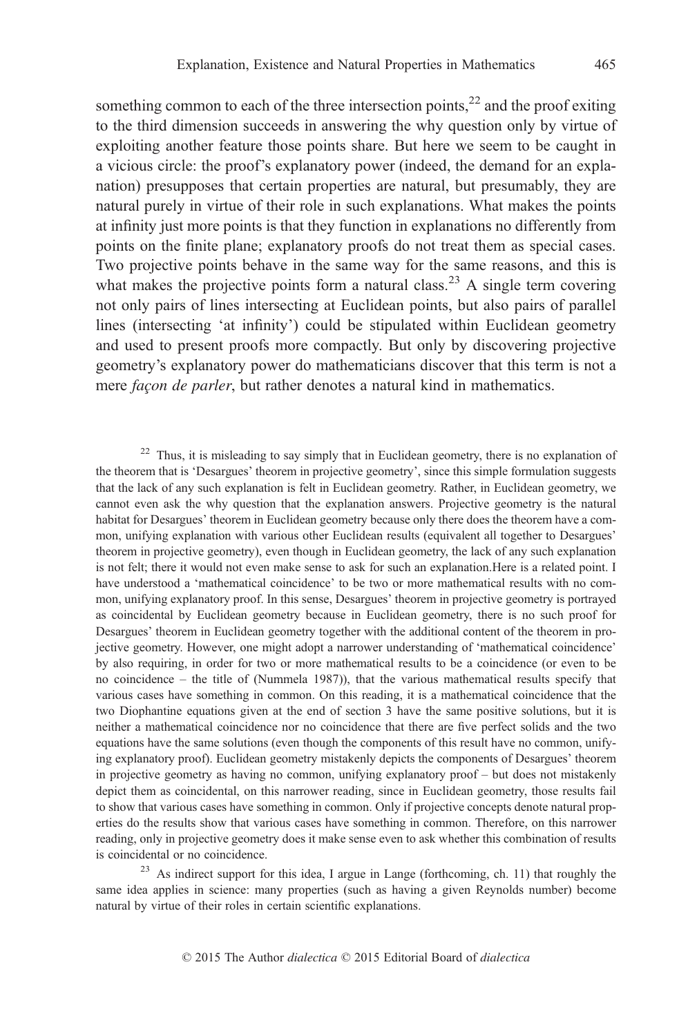something common to each of the three intersection points,[22] and the proof exiting to the third dimension succeeds in answering the why question only by virtue of exploiting another feature those points share. But here we seem to be caught in a vicious circle: the proof's explanatory power (indeed, the demand for an explanation) presupposes that certain properties are natural, but presumably, they are natural purely in virtue of their role in such explanations. What makes the points at infinity just more points is that they function in explanations no differently from points on the finite plane; explanatory proofs do not treat them as special cases. Two projective points behave in the same way for the same reasons, and this is what makes the projective points form a natural class.[23] A single term covering not only pairs of lines intersecting at Euclidean points, but also pairs of parallel lines (intersecting 'at infinity') could be stipulated within Euclidean geometry and used to present proofs more compactly. But only by discovering projective geometry's explanatory power do mathematicians discover that this term is not a mere *façon de parler*, but rather denotes a natural kind in mathematics.

[22] Thus, it is misleading to say simply that in Euclidean geometry, there is no explanation of the theorem that is 'Desargues' theorem in projective geometry', since this simple formulation suggests that the lack of any such explanation is felt in Euclidean geometry. Rather, in Euclidean geometry, we cannot even ask the why question that the explanation answers. Projective geometry is the natural habitat for Desargues' theorem in Euclidean geometry because only there does the theorem have a common, unifying explanation with various other Euclidean results (equivalent all together to Desargues' theorem in projective geometry), even though in Euclidean geometry, the lack of any such explanation is not felt; there it would not even make sense to ask for such an explanation.Here is a related point. I have understood a 'mathematical coincidence' to be two or more mathematical results with no common, unifying explanatory proof. In this sense, Desargues' theorem in projective geometry is portrayed as coincidental by Euclidean geometry because in Euclidean geometry, there is no such proof for Desargues' theorem in Euclidean geometry together with the additional content of the theorem in projective geometry. However, one might adopt a narrower understanding of 'mathematical coincidence' by also requiring, in order for two or more mathematical results to be a coincidence (or even to be no coincidence – the title of (Nummela 1987)), that the various mathematical results specify that various cases have something in common. On this reading, it is a mathematical coincidence that the two Diophantine equations given at the end of section 3 have the same positive solutions, but it is neither a mathematical coincidence nor no coincidence that there are five perfect solids and the two equations have the same solutions (even though the components of this result have no common, unifying explanatory proof). Euclidean geometry mistakenly depicts the components of Desargues' theorem in projective geometry as having no common, unifying explanatory proof – but does not mistakenly depict them as coincidental, on this narrower reading, since in Euclidean geometry, those results fail to show that various cases have something in common. Only if projective concepts denote natural properties do the results show that various cases have something in common. Therefore, on this narrower reading, only in projective geometry does it make sense even to ask whether this combination of results is coincidental or no coincidence.

[23] As indirect support for this idea, I argue in Lange (forthcoming, ch. 11) that roughly the same idea applies in science: many properties (such as having a given Reynolds number) become natural by virtue of their roles in certain scientific explanations.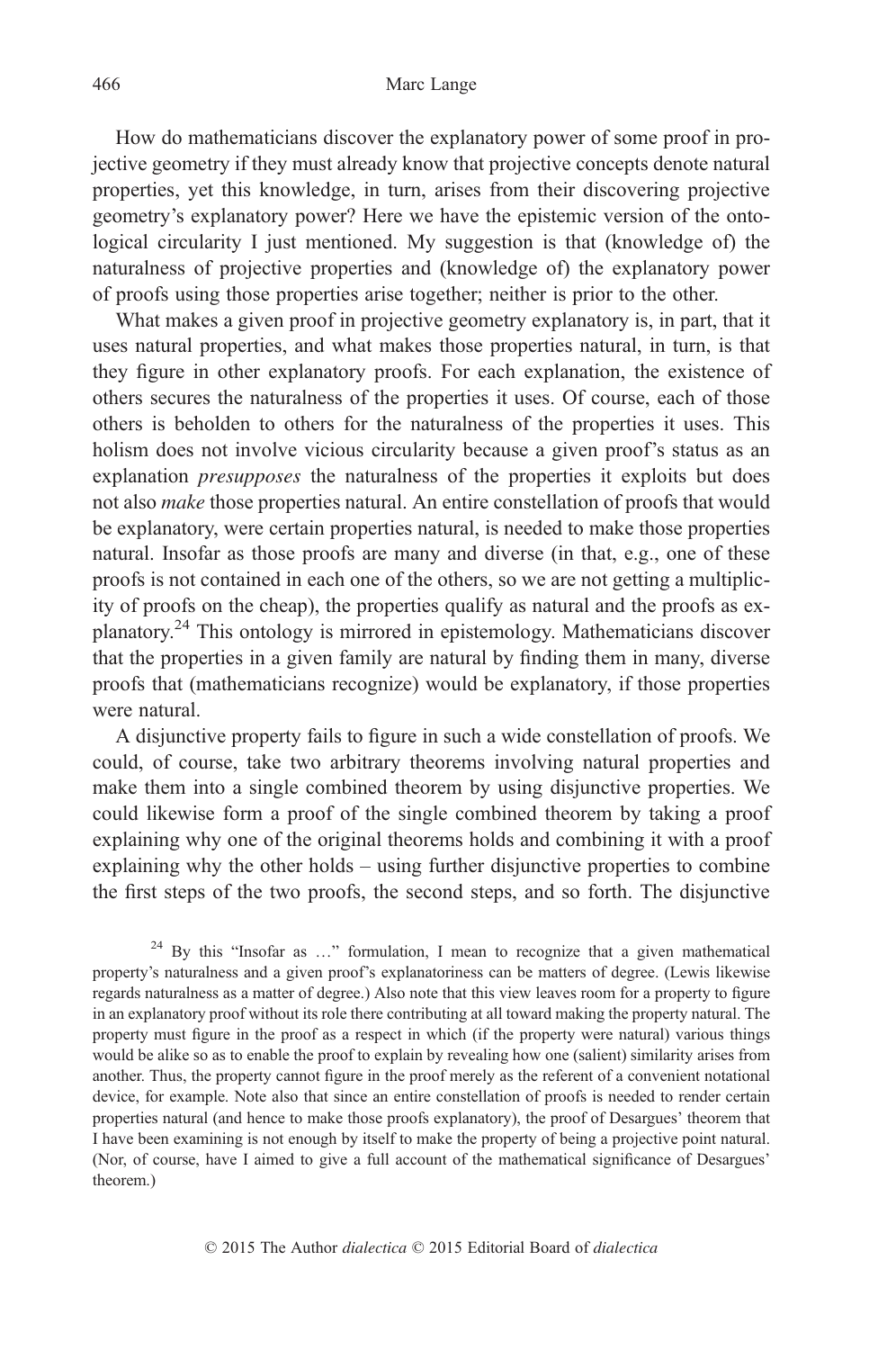How do mathematicians discover the explanatory power of some proof in projective geometry if they must already know that projective concepts denote natural properties, yet this knowledge, in turn, arises from their discovering projective geometry's explanatory power? Here we have the epistemic version of the ontological circularity I just mentioned. My suggestion is that (knowledge of) the naturalness of projective properties and (knowledge of) the explanatory power of proofs using those properties arise together; neither is prior to the other.

What makes a given proof in projective geometry explanatory is, in part, that it uses natural properties, and what makes those properties natural, in turn, is that they figure in other explanatory proofs. For each explanation, the existence of others secures the naturalness of the properties it uses. Of course, each of those others is beholden to others for the naturalness of the properties it uses. This holism does not involve vicious circularity because a given proof's status as an explanation *presupposes* the naturalness of the properties it exploits but does not also *make* those properties natural. An entire constellation of proofs that would be explanatory, were certain properties natural, is needed to make those properties natural. Insofar as those proofs are many and diverse (in that, e.g., one of these proofs is not contained in each one of the others, so we are not getting a multiplicity of proofs on the cheap), the properties qualify as natural and the proofs as explanatory.[24] This ontology is mirrored in epistemology. Mathematicians discover that the properties in a given family are natural by finding them in many, diverse proofs that (mathematicians recognize) would be explanatory, if those properties were natural.

A disjunctive property fails to figure in such a wide constellation of proofs. We could, of course, take two arbitrary theorems involving natural properties and make them into a single combined theorem by using disjunctive properties. We could likewise form a proof of the single combined theorem by taking a proof explaining why one of the original theorems holds and combining it with a proof explaining why the other holds – using further disjunctive properties to combine the first steps of the two proofs, the second steps, and so forth. The disjunctive

[24] By this "Insofar as …" formulation, I mean to recognize that a given mathematical property's naturalness and a given proof's explanatoriness can be matters of degree. (Lewis likewise regards naturalness as a matter of degree.) Also note that this view leaves room for a property to figure in an explanatory proof without its role there contributing at all toward making the property natural. The property must figure in the proof as a respect in which (if the property were natural) various things would be alike so as to enable the proof to explain by revealing how one (salient) similarity arises from another. Thus, the property cannot figure in the proof merely as the referent of a convenient notational device, for example. Note also that since an entire constellation of proofs is needed to render certain properties natural (and hence to make those proofs explanatory), the proof of Desargues' theorem that I have been examining is not enough by itself to make the property of being a projective point natural. (Nor, of course, have I aimed to give a full account of the mathematical significance of Desargues' theorem.)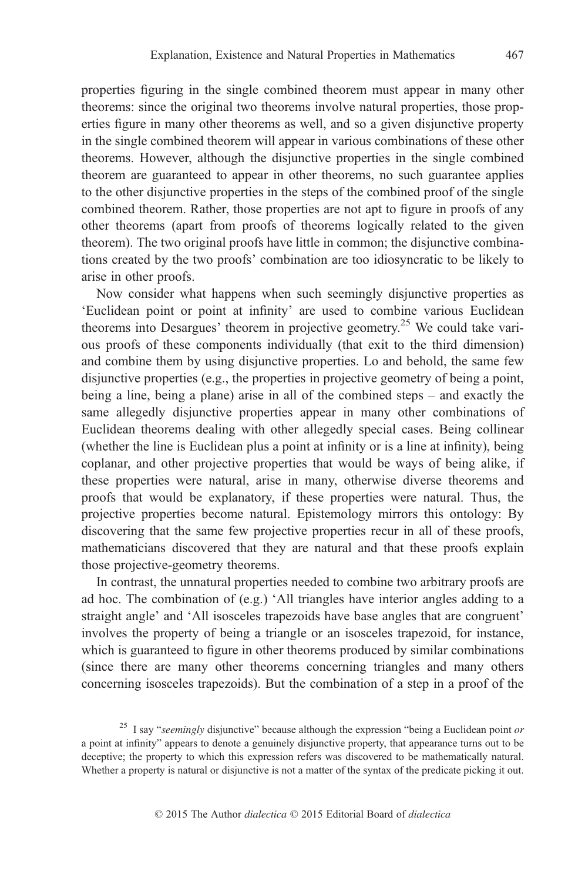properties figuring in the single combined theorem must appear in many other theorems: since the original two theorems involve natural properties, those properties figure in many other theorems as well, and so a given disjunctive property in the single combined theorem will appear in various combinations of these other theorems. However, although the disjunctive properties in the single combined theorem are guaranteed to appear in other theorems, no such guarantee applies to the other disjunctive properties in the steps of the combined proof of the single combined theorem. Rather, those properties are not apt to figure in proofs of any other theorems (apart from proofs of theorems logically related to the given theorem). The two original proofs have little in common; the disjunctive combinations created by the two proofs' combination are too idiosyncratic to be likely to arise in other proofs.

Now consider what happens when such seemingly disjunctive properties as 'Euclidean point or point at infinity' are used to combine various Euclidean theorems into Desargues' theorem in projective geometry.[25] We could take various proofs of these components individually (that exit to the third dimension) and combine them by using disjunctive properties. Lo and behold, the same few disjunctive properties (e.g., the properties in projective geometry of being a point, being a line, being a plane) arise in all of the combined steps – and exactly the same allegedly disjunctive properties appear in many other combinations of Euclidean theorems dealing with other allegedly special cases. Being collinear (whether the line is Euclidean plus a point at infinity or is a line at infinity), being coplanar, and other projective properties that would be ways of being alike, if these properties were natural, arise in many, otherwise diverse theorems and proofs that would be explanatory, if these properties were natural. Thus, the projective properties become natural. Epistemology mirrors this ontology: By discovering that the same few projective properties recur in all of these proofs, mathematicians discovered that they are natural and that these proofs explain those projective-geometry theorems.

In contrast, the unnatural properties needed to combine two arbitrary proofs are ad hoc. The combination of (e.g.) 'All triangles have interior angles adding to a straight angle' and 'All isosceles trapezoids have base angles that are congruent' involves the property of being a triangle or an isosceles trapezoid, for instance, which is guaranteed to figure in other theorems produced by similar combinations (since there are many other theorems concerning triangles and many others concerning isosceles trapezoids). But the combination of a step in a proof of the

[25] I say "*seemingly* disjunctive" because although the expression "being a Euclidean point *or* a point at infinity" appears to denote a genuinely disjunctive property, that appearance turns out to be deceptive; the property to which this expression refers was discovered to be mathematically natural. Whether a property is natural or disjunctive is not a matter of the syntax of the predicate picking it out.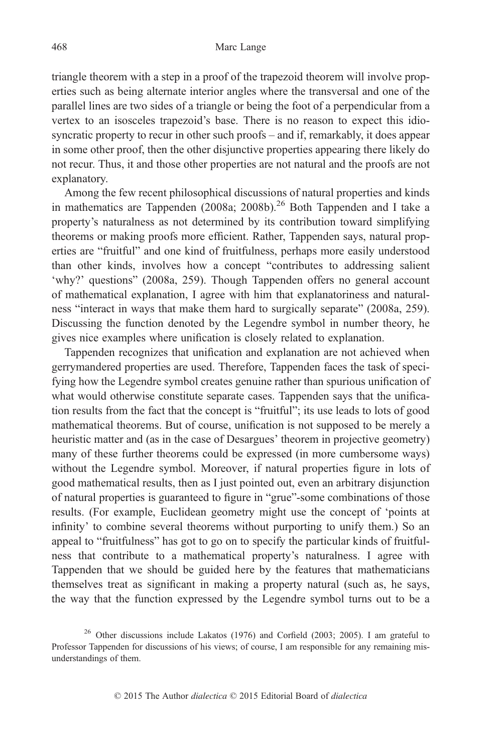triangle theorem with a step in a proof of the trapezoid theorem will involve properties such as being alternate interior angles where the transversal and one of the parallel lines are two sides of a triangle or being the foot of a perpendicular from a vertex to an isosceles trapezoid's base. There is no reason to expect this idiosyncratic property to recur in other such proofs – and if, remarkably, it does appear in some other proof, then the other disjunctive properties appearing there likely do not recur. Thus, it and those other properties are not natural and the proofs are not explanatory.

Among the few recent philosophical discussions of natural properties and kinds in mathematics are Tappenden (2008a; 2008b).[26] Both Tappenden and I take a property's naturalness as not determined by its contribution toward simplifying theorems or making proofs more efficient. Rather, Tappenden says, natural properties are "fruitful" and one kind of fruitfulness, perhaps more easily understood than other kinds, involves how a concept "contributes to addressing salient 'why?' questions" (2008a, 259). Though Tappenden offers no general account of mathematical explanation, I agree with him that explanatoriness and naturalness "interact in ways that make them hard to surgically separate" (2008a, 259). Discussing the function denoted by the Legendre symbol in number theory, he gives nice examples where unification is closely related to explanation.

Tappenden recognizes that unification and explanation are not achieved when gerrymandered properties are used. Therefore, Tappenden faces the task of specifying how the Legendre symbol creates genuine rather than spurious unification of what would otherwise constitute separate cases. Tappenden says that the unification results from the fact that the concept is "fruitful"; its use leads to lots of good mathematical theorems. But of course, unification is not supposed to be merely a heuristic matter and (as in the case of Desargues' theorem in projective geometry) many of these further theorems could be expressed (in more cumbersome ways) without the Legendre symbol. Moreover, if natural properties figure in lots of good mathematical results, then as I just pointed out, even an arbitrary disjunction of natural properties is guaranteed to figure in "grue"-some combinations of those results. (For example, Euclidean geometry might use the concept of 'points at infinity' to combine several theorems without purporting to unify them.) So an appeal to "fruitfulness" has got to go on to specify the particular kinds of fruitfulness that contribute to a mathematical property's naturalness. I agree with Tappenden that we should be guided here by the features that mathematicians themselves treat as significant in making a property natural (such as, he says, the way that the function expressed by the Legendre symbol turns out to be a

[26] Other discussions include Lakatos (1976) and Corfield (2003; 2005). I am grateful to Professor Tappenden for discussions of his views; of course, I am responsible for any remaining misunderstandings of them.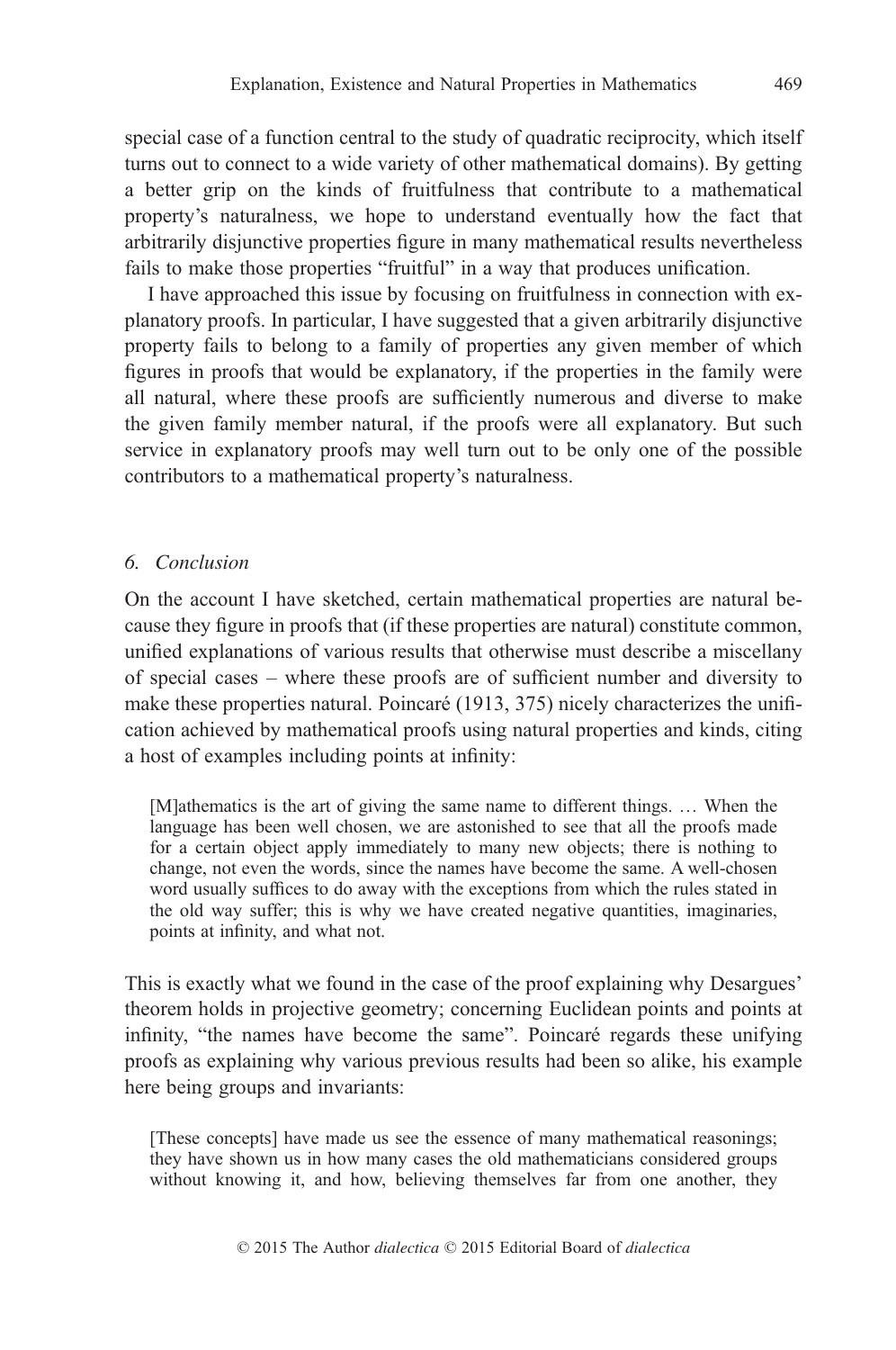special case of a function central to the study of quadratic reciprocity, which itself turns out to connect to a wide variety of other mathematical domains). By getting a better grip on the kinds of fruitfulness that contribute to a mathematical property's naturalness, we hope to understand eventually how the fact that arbitrarily disjunctive properties figure in many mathematical results nevertheless fails to make those properties "fruitful" in a way that produces unification.

I have approached this issue by focusing on fruitfulness in connection with explanatory proofs. In particular, I have suggested that a given arbitrarily disjunctive property fails to belong to a family of properties any given member of which figures in proofs that would be explanatory, if the properties in the family were all natural, where these proofs are sufficiently numerous and diverse to make the given family member natural, if the proofs were all explanatory. But such service in explanatory proofs may well turn out to be only one of the possible contributors to a mathematical property's naturalness.

## 6. Conclusion

On the account I have sketched, certain mathematical properties are natural because they figure in proofs that (if these properties are natural) constitute common, unified explanations of various results that otherwise must describe a miscellany of special cases – where these proofs are of sufficient number and diversity to make these properties natural. Poincaré (1913, 375) nicely characterizes the unification achieved by mathematical proofs using natural properties and kinds, citing a host of examples including points at infinity:

> [M]athematics is the art of giving the same name to different things. … When the language has been well chosen, we are astonished to see that all the proofs made for a certain object apply immediately to many new objects; there is nothing to change, not even the words, since the names have become the same. A well-chosen word usually suffices to do away with the exceptions from which the rules stated in the old way suffer; this is why we have created negative quantities, imaginaries, points at infinity, and what not.

This is exactly what we found in the case of the proof explaining why Desargues' theorem holds in projective geometry; concerning Euclidean points and points at infinity, "the names have become the same". Poincaré regards these unifying proofs as explaining why various previous results had been so alike, his example here being groups and invariants:

> [These concepts] have made us see the essence of many mathematical reasonings; they have shown us in how many cases the old mathematicians considered groups without knowing it, and how, believing themselves far from one another, they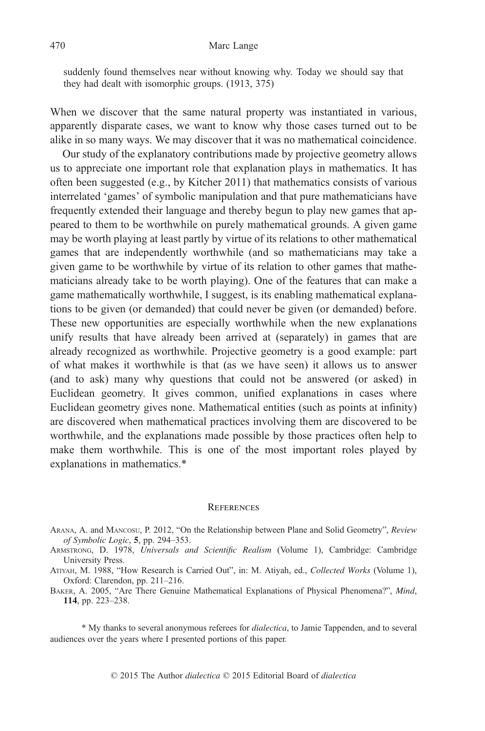suddenly found themselves near without knowing why. Today we should say that they had dealt with isomorphic groups. (1913, 375)

When we discover that the same natural property was instantiated in various, apparently disparate cases, we want to know why those cases turned out to be alike in so many ways. We may discover that it was no mathematical coincidence.

Our study of the explanatory contributions made by projective geometry allows us to appreciate one important role that explanation plays in mathematics. It has often been suggested (e.g., by Kitcher 2011) that mathematics consists of various interrelated 'games' of symbolic manipulation and that pure mathematicians have frequently extended their language and thereby begun to play new games that appeared to them to be worthwhile on purely mathematical grounds. A given game may be worth playing at least partly by virtue of its relations to other mathematical games that are independently worthwhile (and so mathematicians may take a given game to be worthwhile by virtue of its relation to other games that mathematicians already take to be worth playing). One of the features that can make a game mathematically worthwhile, I suggest, is its enabling mathematical explanations to be given (or demanded) that could never be given (or demanded) before. These new opportunities are especially worthwhile when the new explanations unify results that have already been arrived at (separately) in games that are already recognized as worthwhile. Projective geometry is a good example: part of what makes it worthwhile is that (as we have seen) it allows us to answer (and to ask) many why questions that could not be answered (or asked) in Euclidean geometry. It gives common, unified explanations in cases where Euclidean geometry gives none. Mathematical entities (such as points at infinity) are discovered when mathematical practices involving them are discovered to be worthwhile, and the explanations made possible by those practices often help to make them worthwhile. This is one of the most important roles played by explanations in mathematics.*

## References

Arana, A. and Mancosu, P. 2012, "On the Relationship between Plane and Solid Geometry", *Review of Symbolic Logic*, **5**, pp. 294–353.

Armstrong, D. 1978, *Universals and Scientific Realism* (Volume 1), Cambridge: Cambridge University Press.

Atiyah, M. 1988, "How Research is Carried Out", in: M. Atiyah, ed., *Collected Works* (Volume 1), Oxford: Clarendon, pp. 211–216.

Baker, A. 2005, "Are There Genuine Mathematical Explanations of Physical Phenomena?", *Mind*, **114**, pp. 223–238.

\* My thanks to several anonymous referees for *dialectica*, to Jamie Tappenden, and to several audiences over the years where I presented portions of this paper.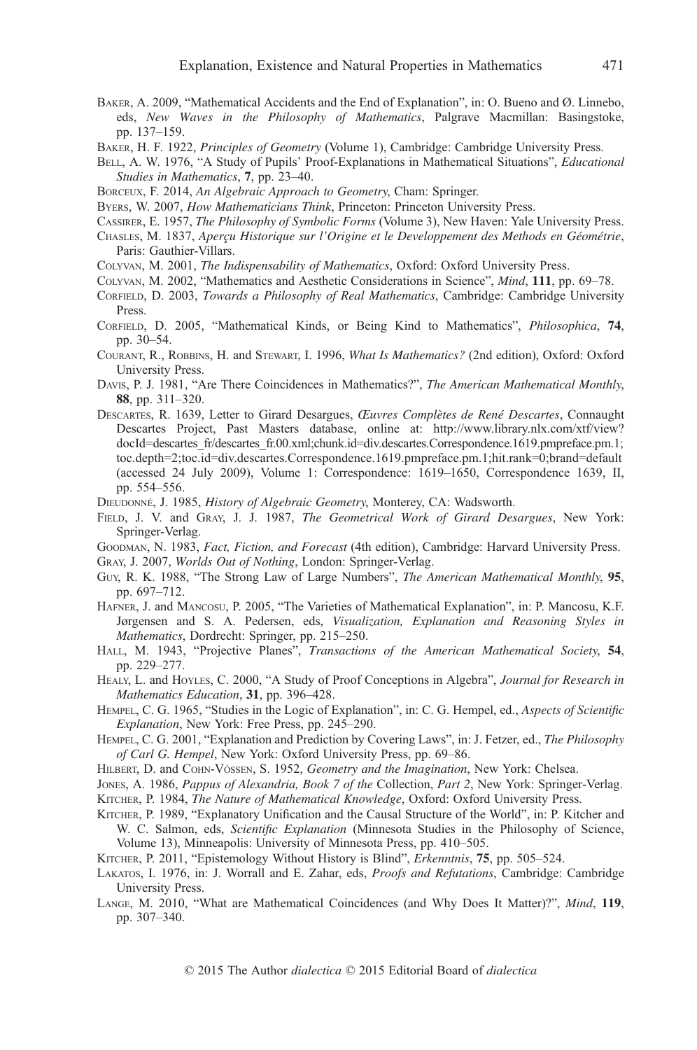Baker, A. 2009, "Mathematical Accidents and the End of Explanation", in: O. Bueno and Ø. Linnebo, eds, *New Waves in the Philosophy of Mathematics*, Palgrave Macmillan: Basingstoke, pp. 137–159.

Baker, H. F. 1922, *Principles of Geometry* (Volume 1), Cambridge: Cambridge University Press.

Bell, A. W. 1976, "A Study of Pupils' Proof-Explanations in Mathematical Situations", *Educational Studies in Mathematics*, **7**, pp. 23–40.

Borceux, F. 2014, *An Algebraic Approach to Geometry*, Cham: Springer.

Byers, W. 2007, *How Mathematicians Think*, Princeton: Princeton University Press.

Cassirer, E. 1957, *The Philosophy of Symbolic Forms* (Volume 3), New Haven: Yale University Press.

Chasles, M. 1837, *Aperçu Historique sur l'Origine et le Developpement des Methods en Géométrie*, Paris: Gauthier-Villars.

Colyvan, M. 2001, *The Indispensability of Mathematics*, Oxford: Oxford University Press.

Colyvan, M. 2002, "Mathematics and Aesthetic Considerations in Science", *Mind*, **111**, pp. 69–78.

Corfield, D. 2003, *Towards a Philosophy of Real Mathematics*, Cambridge: Cambridge University Press.

Corfield, D. 2005, "Mathematical Kinds, or Being Kind to Mathematics", *Philosophica*, **74**, pp. 30–54.

Courant, R., Robbins, H. and Stewart, I. 1996, *What Is Mathematics?* (2nd edition), Oxford: Oxford University Press.

Davis, P. J. 1981, "Are There Coincidences in Mathematics?", *The American Mathematical Monthly*, **88**, pp. 311–320.

Descartes, R. 1639, Letter to Girard Desargues, *Œuvres Complètes de René Descartes*, Connaught Descartes Project, Past Masters database, online at: http://www.library.nlx.com/xtf/view?docId=descartes_fr/descartes_fr.00.xml;chunk.id=div.descartes.Correspondence.1619.pmpreface.pm.1;toc.depth=2;toc.id=div.descartes.Correspondence.1619.pmpreface.pm.1;hit.rank=0;brand=default (accessed 24 July 2009), Volume 1: Correspondence: 1619–1650, Correspondence 1639, II, pp. 554–556.

Dieudonné, J. 1985, *History of Algebraic Geometry*, Monterey, CA: Wadsworth.

Field, J. V. and Gray, J. J. 1987, *The Geometrical Work of Girard Desargues*, New York: Springer-Verlag.

Goodman, N. 1983, *Fact, Fiction, and Forecast* (4th edition), Cambridge: Harvard University Press.

Gray, J. 2007, *Worlds Out of Nothing*, London: Springer-Verlag.

Guy, R. K. 1988, "The Strong Law of Large Numbers", *The American Mathematical Monthly*, **95**, pp. 697–712.

Hafner, J. and Mancosu, P. 2005, "The Varieties of Mathematical Explanation", in: P. Mancosu, K.F. Jørgensen and S. A. Pedersen, eds, *Visualization, Explanation and Reasoning Styles in Mathematics*, Dordrecht: Springer, pp. 215–250.

Hall, M. 1943, "Projective Planes", *Transactions of the American Mathematical Society*, **54**, pp. 229–277.

Healy, L. and Hoyles, C. 2000, "A Study of Proof Conceptions in Algebra", *Journal for Research in Mathematics Education*, **31**, pp. 396–428.

Hempel, C. G. 1965, "Studies in the Logic of Explanation", in: C. G. Hempel, ed., *Aspects of Scientific Explanation*, New York: Free Press, pp. 245–290.

Hempel, C. G. 2001, "Explanation and Prediction by Covering Laws", in: J. Fetzer, ed., *The Philosophy of Carl G. Hempel*, New York: Oxford University Press, pp. 69–86.

Hilbert, D. and Cohn-Vossen, S. 1952, *Geometry and the Imagination*, New York: Chelsea.

Jones, A. 1986, *Pappus of Alexandria, Book 7 of the* Collection, *Part 2*, New York: Springer-Verlag.

Kitcher, P. 1984, *The Nature of Mathematical Knowledge*, Oxford: Oxford University Press.

Kitcher, P. 1989, "Explanatory Unification and the Causal Structure of the World", in: P. Kitcher and W. C. Salmon, eds, *Scientific Explanation* (Minnesota Studies in the Philosophy of Science, Volume 13), Minneapolis: University of Minnesota Press, pp. 410–505.

Kitcher, P. 2011, "Epistemology Without History is Blind", *Erkenntnis*, **75**, pp. 505–524.

Lakatos, I. 1976, in: J. Worrall and E. Zahar, eds, *Proofs and Refutations*, Cambridge: Cambridge University Press.

Lange, M. 2010, "What are Mathematical Coincidences (and Why Does It Matter)?", *Mind*, **119**, pp. 307–340.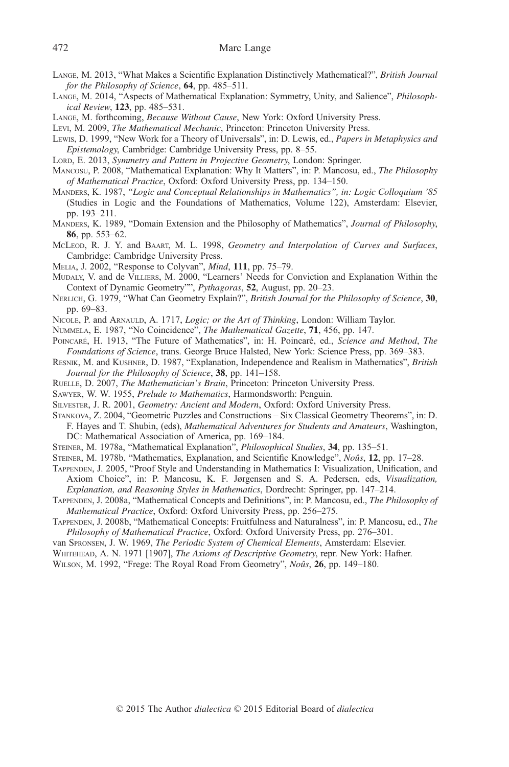Lange, M. 2013, "What Makes a Scientific Explanation Distinctively Mathematical?", *British Journal for the Philosophy of Science*, **64**, pp. 485–511.

Lange, M. 2014, "Aspects of Mathematical Explanation: Symmetry, Unity, and Salience", *Philosophical Review*, **123**, pp. 485–531.

Lange, M. forthcoming, *Because Without Cause*, New York: Oxford University Press.

Levi, M. 2009, *The Mathematical Mechanic*, Princeton: Princeton University Press.

Lewis, D. 1999, "New Work for a Theory of Universals", in: D. Lewis, ed., *Papers in Metaphysics and Epistemology*, Cambridge: Cambridge University Press, pp. 8–55.

Lord, E. 2013, *Symmetry and Pattern in Projective Geometry*, London: Springer.

Mancosu, P. 2008, "Mathematical Explanation: Why It Matters", in: P. Mancosu, ed., *The Philosophy of Mathematical Practice*, Oxford: Oxford University Press, pp. 134–150.

Manders, K. 1987, *"Logic and Conceptual Relationships in Mathematics", in: Logic Colloquium '85* (Studies in Logic and the Foundations of Mathematics, Volume 122), Amsterdam: Elsevier, pp. 193–211.

Manders, K. 1989, "Domain Extension and the Philosophy of Mathematics", *Journal of Philosophy*, **86**, pp. 553–62.

McLeod, R. J. Y. and Baart, M. L. 1998, *Geometry and Interpolation of Curves and Surfaces*, Cambridge: Cambridge University Press.

Melia, J. 2002, "Response to Colyvan", *Mind*, **111**, pp. 75–79.

Mudaly, V. and de Villiers, M. 2000, "Learners' Needs for Conviction and Explanation Within the Context of Dynamic Geometry"", *Pythagoras*, **52**, August, pp. 20–23.

Nerlich, G. 1979, "What Can Geometry Explain?", *British Journal for the Philosophy of Science*, **30**, pp. 69–83.

Nicole, P. and Arnauld, A. 1717, *Logic; or the Art of Thinking*, London: William Taylor.

Nummela, E. 1987, "No Coincidence", *The Mathematical Gazette*, **71**, 456, pp. 147.

Poincaré, H. 1913, "The Future of Mathematics", in: H. Poincaré, ed., *Science and Method*, *The Foundations of Science*, trans. George Bruce Halsted, New York: Science Press, pp. 369–383.

Resnik, M. and Kushner, D. 1987, "Explanation, Independence and Realism in Mathematics", *British Journal for the Philosophy of Science*, **38**, pp. 141–158.

Ruelle, D. 2007, *The Mathematician's Brain*, Princeton: Princeton University Press.

Sawyer, W. W. 1955, *Prelude to Mathematics*, Harmondsworth: Penguin.

Silvester, J. R. 2001, *Geometry: Ancient and Modern*, Oxford: Oxford University Press.

Stankova, Z. 2004, "Geometric Puzzles and Constructions – Six Classical Geometry Theorems", in: D. F. Hayes and T. Shubin, (eds), *Mathematical Adventures for Students and Amateurs*, Washington, DC: Mathematical Association of America, pp. 169–184.

Steiner, M. 1978a, "Mathematical Explanation", *Philosophical Studies*, **34**, pp. 135–51.

Steiner, M. 1978b, "Mathematics, Explanation, and Scientific Knowledge", *Noûs*, **12**, pp. 17–28.

Tappenden, J. 2005, "Proof Style and Understanding in Mathematics I: Visualization, Unification, and Axiom Choice", in: P. Mancosu, K. F. Jørgensen and S. A. Pedersen, eds, *Visualization, Explanation, and Reasoning Styles in Mathematics*, Dordrecht: Springer, pp. 147–214.

Tappenden, J. 2008a, "Mathematical Concepts and Definitions", in: P. Mancosu, ed., *The Philosophy of Mathematical Practice*, Oxford: Oxford University Press, pp. 256–275.

Tappenden, J. 2008b, "Mathematical Concepts: Fruitfulness and Naturalness", in: P. Mancosu, ed., *The Philosophy of Mathematical Practice*, Oxford: Oxford University Press, pp. 276–301.

van Spronsen, J. W. 1969, *The Periodic System of Chemical Elements*, Amsterdam: Elsevier.

Whitehead, A. N. 1971 [1907], *The Axioms of Descriptive Geometry*, repr. New York: Hafner.

Wilson, M. 1992, "Frege: The Royal Road From Geometry", *Noûs*, **26**, pp. 149–180.